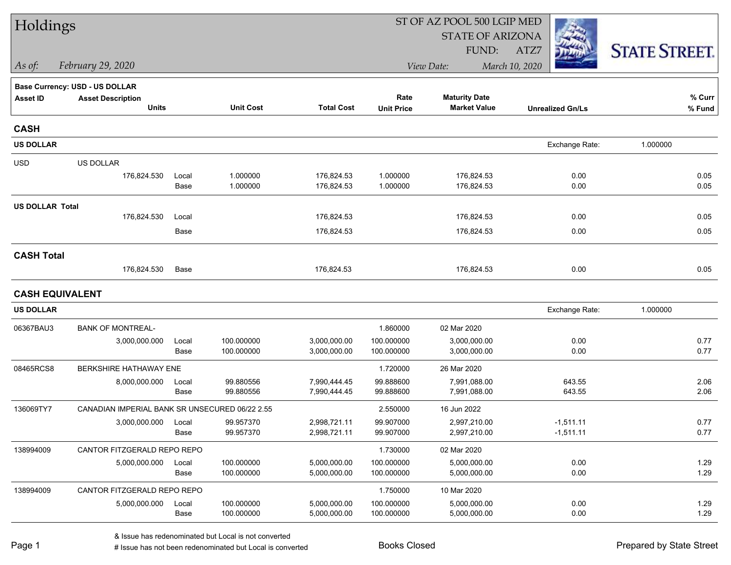# Holdings

ST OF AZ POOL 500 LGIP MED
STATE OF ARIZONA
FUND: ATZ7

*As of: February 29, 2020*

*View Date: March 10, 2020*

STATE STREET.

**Base Currency: USD - US DOLLAR**

| Asset ID | Asset Description / Units | | Unit Cost | Total Cost | Rate / Unit Price | Maturity Date / Market Value | Unrealized Gn/Ls | % Curr / % Fund |
|---|---|---|---|---|---|---|---|---|
| **CASH** | | | | | | | | |
| **US DOLLAR** | | | | | | | Exchange Rate: | 1.000000 |
| USD | US DOLLAR | | | | | | | |
| | 176,824.530 | Local | 1.000000 | 176,824.53 | 1.000000 | 176,824.53 | 0.00 | 0.05 |
| | | Base | 1.000000 | 176,824.53 | 1.000000 | 176,824.53 | 0.00 | 0.05 |
| **US DOLLAR Total** | | | | | | | | |
| | 176,824.530 | Local | | 176,824.53 | | 176,824.53 | 0.00 | 0.05 |
| | | Base | | 176,824.53 | | 176,824.53 | 0.00 | 0.05 |
| **CASH Total** | | | | | | | | |
| | 176,824.530 | Base | | 176,824.53 | | 176,824.53 | 0.00 | 0.05 |
| **CASH EQUIVALENT** | | | | | | | | |
| **US DOLLAR** | | | | | | | Exchange Rate: | 1.000000 |
| 06367BAU3 | BANK OF MONTREAL- | | | | 1.860000 | 02 Mar 2020 | | |
| | 3,000,000.000 | Local | 100.000000 | 3,000,000.00 | 100.000000 | 3,000,000.00 | 0.00 | 0.77 |
| | | Base | 100.000000 | 3,000,000.00 | 100.000000 | 3,000,000.00 | 0.00 | 0.77 |
| 08465RCS8 | BERKSHIRE HATHAWAY ENE | | | | 1.720000 | 26 Mar 2020 | | |
| | 8,000,000.000 | Local | 99.880556 | 7,990,444.45 | 99.888600 | 7,991,088.00 | 643.55 | 2.06 |
| | | Base | 99.880556 | 7,990,444.45 | 99.888600 | 7,991,088.00 | 643.55 | 2.06 |
| 136069TY7 | CANADIAN IMPERIAL BANK SR UNSECURED 06/22 2.55 | | | | 2.550000 | 16 Jun 2022 | | |
| | 3,000,000.000 | Local | 99.957370 | 2,998,721.11 | 99.907000 | 2,997,210.00 | -1,511.11 | 0.77 |
| | | Base | 99.957370 | 2,998,721.11 | 99.907000 | 2,997,210.00 | -1,511.11 | 0.77 |
| 138994009 | CANTOR FITZGERALD REPO REPO | | | | 1.730000 | 02 Mar 2020 | | |
| | 5,000,000.000 | Local | 100.000000 | 5,000,000.00 | 100.000000 | 5,000,000.00 | 0.00 | 1.29 |
| | | Base | 100.000000 | 5,000,000.00 | 100.000000 | 5,000,000.00 | 0.00 | 1.29 |
| 138994009 | CANTOR FITZGERALD REPO REPO | | | | 1.750000 | 10 Mar 2020 | | |
| | 5,000,000.000 | Local | 100.000000 | 5,000,000.00 | 100.000000 | 5,000,000.00 | 0.00 | 1.29 |
| | | Base | 100.000000 | 5,000,000.00 | 100.000000 | 5,000,000.00 | 0.00 | 1.29 |

& Issue has redenominated but Local is not converted
# Issue has not been redenominated but Local is converted

Books Closed

Prepared by State Street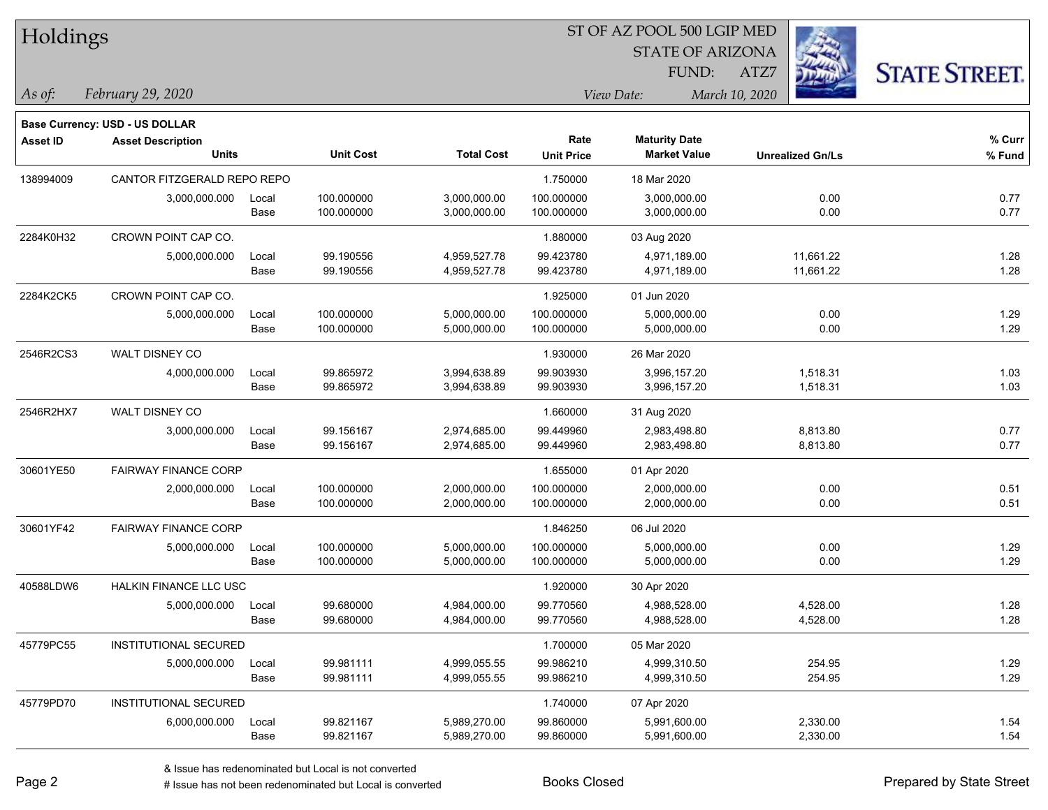# Holdings

ST OF AZ POOL 500 LGIP MED
STATE OF ARIZONA
FUND: ATZ7

*As of:* *February 29, 2020*

*View Date:* *March 10, 2020*

**Base Currency: USD - US DOLLAR**

| Asset ID | Asset Description / Units | | Unit Cost | Total Cost | Rate / Unit Price | Maturity Date / Market Value | Unrealized Gn/Ls | % Curr / % Fund |
|---|---|---|---|---|---|---|---|---|
| 138994009 | CANTOR FITZGERALD REPO REPO | | | | 1.750000 | 18 Mar 2020 | | |
| | 3,000,000.000 | Local | 100.000000 | 3,000,000.00 | 100.000000 | 3,000,000.00 | 0.00 | 0.77 |
| | | Base | 100.000000 | 3,000,000.00 | 100.000000 | 3,000,000.00 | 0.00 | 0.77 |
| 2284K0H32 | CROWN POINT CAP CO. | | | | 1.880000 | 03 Aug 2020 | | |
| | 5,000,000.000 | Local | 99.190556 | 4,959,527.78 | 99.423780 | 4,971,189.00 | 11,661.22 | 1.28 |
| | | Base | 99.190556 | 4,959,527.78 | 99.423780 | 4,971,189.00 | 11,661.22 | 1.28 |
| 2284K2CK5 | CROWN POINT CAP CO. | | | | 1.925000 | 01 Jun 2020 | | |
| | 5,000,000.000 | Local | 100.000000 | 5,000,000.00 | 100.000000 | 5,000,000.00 | 0.00 | 1.29 |
| | | Base | 100.000000 | 5,000,000.00 | 100.000000 | 5,000,000.00 | 0.00 | 1.29 |
| 2546R2CS3 | WALT DISNEY CO | | | | 1.930000 | 26 Mar 2020 | | |
| | 4,000,000.000 | Local | 99.865972 | 3,994,638.89 | 99.903930 | 3,996,157.20 | 1,518.31 | 1.03 |
| | | Base | 99.865972 | 3,994,638.89 | 99.903930 | 3,996,157.20 | 1,518.31 | 1.03 |
| 2546R2HX7 | WALT DISNEY CO | | | | 1.660000 | 31 Aug 2020 | | |
| | 3,000,000.000 | Local | 99.156167 | 2,974,685.00 | 99.449960 | 2,983,498.80 | 8,813.80 | 0.77 |
| | | Base | 99.156167 | 2,974,685.00 | 99.449960 | 2,983,498.80 | 8,813.80 | 0.77 |
| 30601YE50 | FAIRWAY FINANCE CORP | | | | 1.655000 | 01 Apr 2020 | | |
| | 2,000,000.000 | Local | 100.000000 | 2,000,000.00 | 100.000000 | 2,000,000.00 | 0.00 | 0.51 |
| | | Base | 100.000000 | 2,000,000.00 | 100.000000 | 2,000,000.00 | 0.00 | 0.51 |
| 30601YF42 | FAIRWAY FINANCE CORP | | | | 1.846250 | 06 Jul 2020 | | |
| | 5,000,000.000 | Local | 100.000000 | 5,000,000.00 | 100.000000 | 5,000,000.00 | 0.00 | 1.29 |
| | | Base | 100.000000 | 5,000,000.00 | 100.000000 | 5,000,000.00 | 0.00 | 1.29 |
| 40588LDW6 | HALKIN FINANCE LLC USC | | | | 1.920000 | 30 Apr 2020 | | |
| | 5,000,000.000 | Local | 99.680000 | 4,984,000.00 | 99.770560 | 4,988,528.00 | 4,528.00 | 1.28 |
| | | Base | 99.680000 | 4,984,000.00 | 99.770560 | 4,988,528.00 | 4,528.00 | 1.28 |
| 45779PC55 | INSTITUTIONAL SECURED | | | | 1.700000 | 05 Mar 2020 | | |
| | 5,000,000.000 | Local | 99.981111 | 4,999,055.55 | 99.986210 | 4,999,310.50 | 254.95 | 1.29 |
| | | Base | 99.981111 | 4,999,055.55 | 99.986210 | 4,999,310.50 | 254.95 | 1.29 |
| 45779PD70 | INSTITUTIONAL SECURED | | | | 1.740000 | 07 Apr 2020 | | |
| | 6,000,000.000 | Local | 99.821167 | 5,989,270.00 | 99.860000 | 5,991,600.00 | 2,330.00 | 1.54 |
| | | Base | 99.821167 | 5,989,270.00 | 99.860000 | 5,991,600.00 | 2,330.00 | 1.54 |

& Issue has redenominated but Local is not converted
# Issue has not been redenominated but Local is converted

Books Closed

Prepared by State Street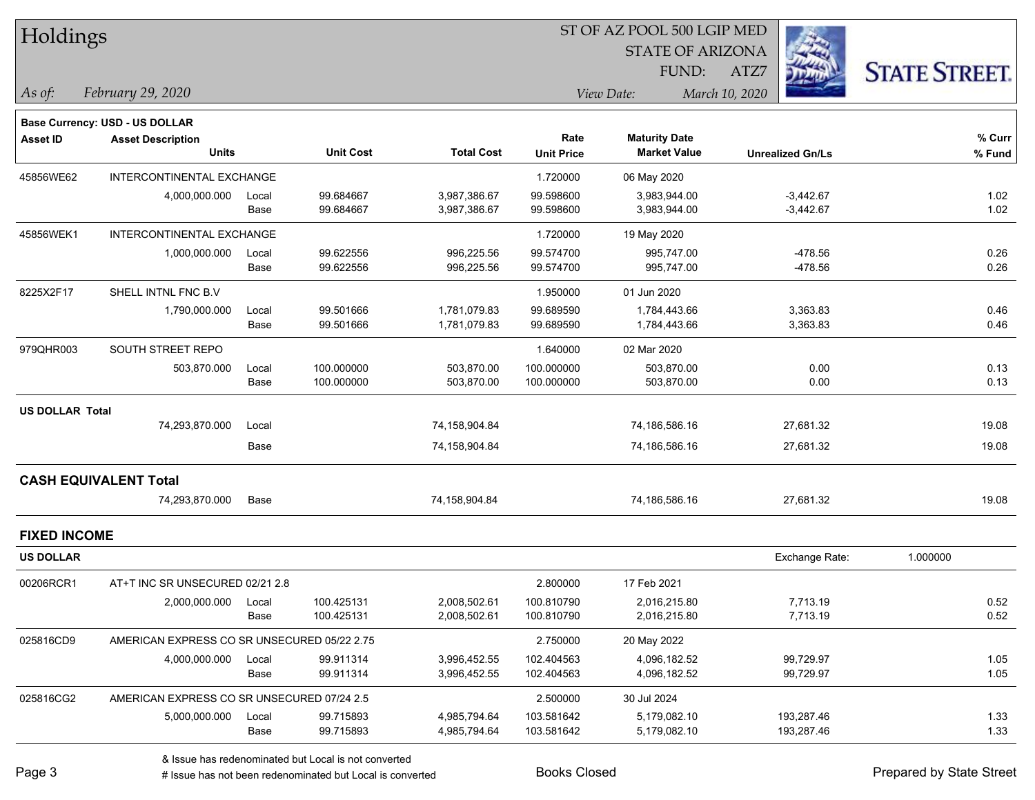# Holdings

ST OF AZ POOL 500 LGIP MED
STATE OF ARIZONA
FUND: ATZ7

*As of:* *February 29, 2020*

*View Date:* *March 10, 2020*

STATE STREET.

**Base Currency: USD - US DOLLAR**

| Asset ID | Asset Description / Units | | Unit Cost | Total Cost | Rate / Unit Price | Maturity Date / Market Value | Unrealized Gn/Ls | % Curr / % Fund |
|---|---|---|---|---|---|---|---|---|
| 45856WE62 | INTERCONTINENTAL EXCHANGE | | | | 1.720000 | 06 May 2020 | | |
| | 4,000,000.000 | Local | 99.684667 | 3,987,386.67 | 99.598600 | 3,983,944.00 | -3,442.67 | 1.02 |
| | | Base | 99.684667 | 3,987,386.67 | 99.598600 | 3,983,944.00 | -3,442.67 | 1.02 |
| 45856WEK1 | INTERCONTINENTAL EXCHANGE | | | | 1.720000 | 19 May 2020 | | |
| | 1,000,000.000 | Local | 99.622556 | 996,225.56 | 99.574700 | 995,747.00 | -478.56 | 0.26 |
| | | Base | 99.622556 | 996,225.56 | 99.574700 | 995,747.00 | -478.56 | 0.26 |
| 8225X2F17 | SHELL INTNL FNC B.V | | | | 1.950000 | 01 Jun 2020 | | |
| | 1,790,000.000 | Local | 99.501666 | 1,781,079.83 | 99.689590 | 1,784,443.66 | 3,363.83 | 0.46 |
| | | Base | 99.501666 | 1,781,079.83 | 99.689590 | 1,784,443.66 | 3,363.83 | 0.46 |
| 979QHR003 | SOUTH STREET REPO | | | | 1.640000 | 02 Mar 2020 | | |
| | 503,870.000 | Local | 100.000000 | 503,870.00 | 100.000000 | 503,870.00 | 0.00 | 0.13 |
| | | Base | 100.000000 | 503,870.00 | 100.000000 | 503,870.00 | 0.00 | 0.13 |
| **US DOLLAR Total** | | | | | | | | |
| | 74,293,870.000 | Local | | 74,158,904.84 | | 74,186,586.16 | 27,681.32 | 19.08 |
| | | Base | | 74,158,904.84 | | 74,186,586.16 | 27,681.32 | 19.08 |

## CASH EQUIVALENT Total

| | Units | | | Total Cost | | Market Value | Unrealized Gn/Ls | % Fund |
|---|---|---|---|---|---|---|---|---|
| | 74,293,870.000 | Base | | 74,158,904.84 | | 74,186,586.16 | 27,681.32 | 19.08 |

## FIXED INCOME

**US DOLLAR** — Exchange Rate: 1.000000

| Asset ID | Asset Description / Units | | Unit Cost | Total Cost | Rate / Unit Price | Maturity Date / Market Value | Unrealized Gn/Ls | % Curr / % Fund |
|---|---|---|---|---|---|---|---|---|
| 00206RCR1 | AT+T INC SR UNSECURED 02/21 2.8 | | | | 2.800000 | 17 Feb 2021 | | |
| | 2,000,000.000 | Local | 100.425131 | 2,008,502.61 | 100.810790 | 2,016,215.80 | 7,713.19 | 0.52 |
| | | Base | 100.425131 | 2,008,502.61 | 100.810790 | 2,016,215.80 | 7,713.19 | 0.52 |
| 025816CD9 | AMERICAN EXPRESS CO SR UNSECURED 05/22 2.75 | | | | 2.750000 | 20 May 2022 | | |
| | 4,000,000.000 | Local | 99.911314 | 3,996,452.55 | 102.404563 | 4,096,182.52 | 99,729.97 | 1.05 |
| | | Base | 99.911314 | 3,996,452.55 | 102.404563 | 4,096,182.52 | 99,729.97 | 1.05 |
| 025816CG2 | AMERICAN EXPRESS CO SR UNSECURED 07/24 2.5 | | | | 2.500000 | 30 Jul 2024 | | |
| | 5,000,000.000 | Local | 99.715893 | 4,985,794.64 | 103.581642 | 5,179,082.10 | 193,287.46 | 1.33 |
| | | Base | 99.715893 | 4,985,794.64 | 103.581642 | 5,179,082.10 | 193,287.46 | 1.33 |

& Issue has redenominated but Local is not converted
# Issue has not been redenominated but Local is converted

Books Closed

Prepared by State Street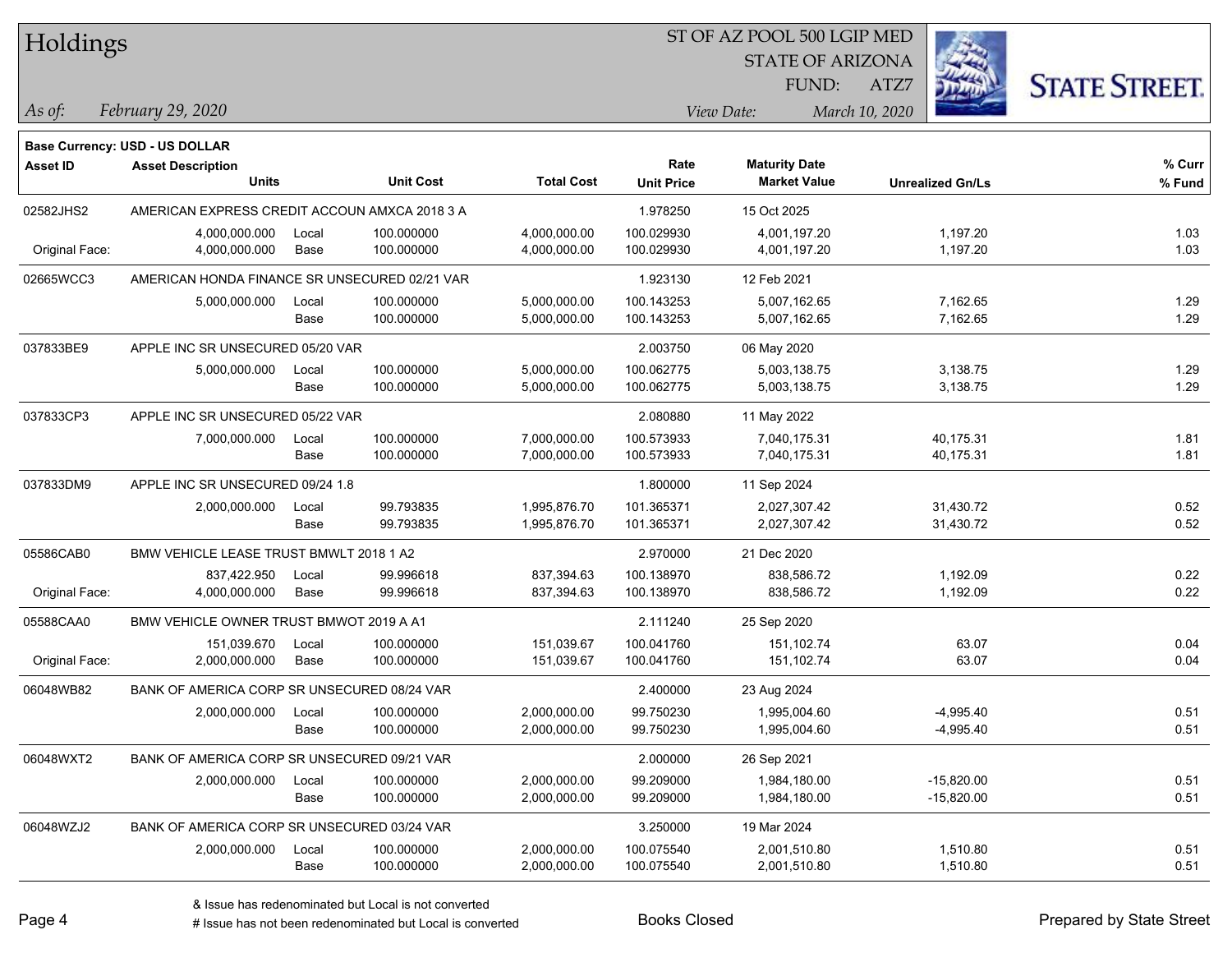# Holdings

ST OF AZ POOL 500 LGIP MED
STATE OF ARIZONA
FUND: ATZ7

*As of:* *February 29, 2020*
*View Date:* *March 10, 2020*

**Base Currency: USD - US DOLLAR**

| Asset ID | Asset Description / Units | | Unit Cost | Total Cost | Rate / Unit Price | Maturity Date / Market Value | Unrealized Gn/Ls | % Curr / % Fund |
|---|---|---|---|---|---|---|---|---|
| 02582JHS2 | AMERICAN EXPRESS CREDIT ACCOUN AMXCA 2018 3 A | | | | 1.978250 | 15 Oct 2025 | | |
| | 4,000,000.000 | Local | 100.000000 | 4,000,000.00 | 100.029930 | 4,001,197.20 | 1,197.20 | 1.03 |
| Original Face: | 4,000,000.000 | Base | 100.000000 | 4,000,000.00 | 100.029930 | 4,001,197.20 | 1,197.20 | 1.03 |
| 02665WCC3 | AMERICAN HONDA FINANCE SR UNSECURED 02/21 VAR | | | | 1.923130 | 12 Feb 2021 | | |
| | 5,000,000.000 | Local | 100.000000 | 5,000,000.00 | 100.143253 | 5,007,162.65 | 7,162.65 | 1.29 |
| | | Base | 100.000000 | 5,000,000.00 | 100.143253 | 5,007,162.65 | 7,162.65 | 1.29 |
| 037833BE9 | APPLE INC SR UNSECURED 05/20 VAR | | | | 2.003750 | 06 May 2020 | | |
| | 5,000,000.000 | Local | 100.000000 | 5,000,000.00 | 100.062775 | 5,003,138.75 | 3,138.75 | 1.29 |
| | | Base | 100.000000 | 5,000,000.00 | 100.062775 | 5,003,138.75 | 3,138.75 | 1.29 |
| 037833CP3 | APPLE INC SR UNSECURED 05/22 VAR | | | | 2.080880 | 11 May 2022 | | |
| | 7,000,000.000 | Local | 100.000000 | 7,000,000.00 | 100.573933 | 7,040,175.31 | 40,175.31 | 1.81 |
| | | Base | 100.000000 | 7,000,000.00 | 100.573933 | 7,040,175.31 | 40,175.31 | 1.81 |
| 037833DM9 | APPLE INC SR UNSECURED 09/24 1.8 | | | | 1.800000 | 11 Sep 2024 | | |
| | 2,000,000.000 | Local | 99.793835 | 1,995,876.70 | 101.365371 | 2,027,307.42 | 31,430.72 | 0.52 |
| | | Base | 99.793835 | 1,995,876.70 | 101.365371 | 2,027,307.42 | 31,430.72 | 0.52 |
| 05586CAB0 | BMW VEHICLE LEASE TRUST BMWLT 2018 1 A2 | | | | 2.970000 | 21 Dec 2020 | | |
| | 837,422.950 | Local | 99.996618 | 837,394.63 | 100.138970 | 838,586.72 | 1,192.09 | 0.22 |
| Original Face: | 4,000,000.000 | Base | 99.996618 | 837,394.63 | 100.138970 | 838,586.72 | 1,192.09 | 0.22 |
| 05588CAA0 | BMW VEHICLE OWNER TRUST BMWOT 2019 A A1 | | | | 2.111240 | 25 Sep 2020 | | |
| | 151,039.670 | Local | 100.000000 | 151,039.67 | 100.041760 | 151,102.74 | 63.07 | 0.04 |
| Original Face: | 2,000,000.000 | Base | 100.000000 | 151,039.67 | 100.041760 | 151,102.74 | 63.07 | 0.04 |
| 06048WB82 | BANK OF AMERICA CORP SR UNSECURED 08/24 VAR | | | | 2.400000 | 23 Aug 2024 | | |
| | 2,000,000.000 | Local | 100.000000 | 2,000,000.00 | 99.750230 | 1,995,004.60 | -4,995.40 | 0.51 |
| | | Base | 100.000000 | 2,000,000.00 | 99.750230 | 1,995,004.60 | -4,995.40 | 0.51 |
| 06048WXT2 | BANK OF AMERICA CORP SR UNSECURED 09/21 VAR | | | | 2.000000 | 26 Sep 2021 | | |
| | 2,000,000.000 | Local | 100.000000 | 2,000,000.00 | 99.209000 | 1,984,180.00 | -15,820.00 | 0.51 |
| | | Base | 100.000000 | 2,000,000.00 | 99.209000 | 1,984,180.00 | -15,820.00 | 0.51 |
| 06048WZJ2 | BANK OF AMERICA CORP SR UNSECURED 03/24 VAR | | | | 3.250000 | 19 Mar 2024 | | |
| | 2,000,000.000 | Local | 100.000000 | 2,000,000.00 | 100.075540 | 2,001,510.80 | 1,510.80 | 0.51 |
| | | Base | 100.000000 | 2,000,000.00 | 100.075540 | 2,001,510.80 | 1,510.80 | 0.51 |

& Issue has redenominated but Local is not converted
# Issue has not been redenominated but Local is converted

Books Closed

Prepared by State Street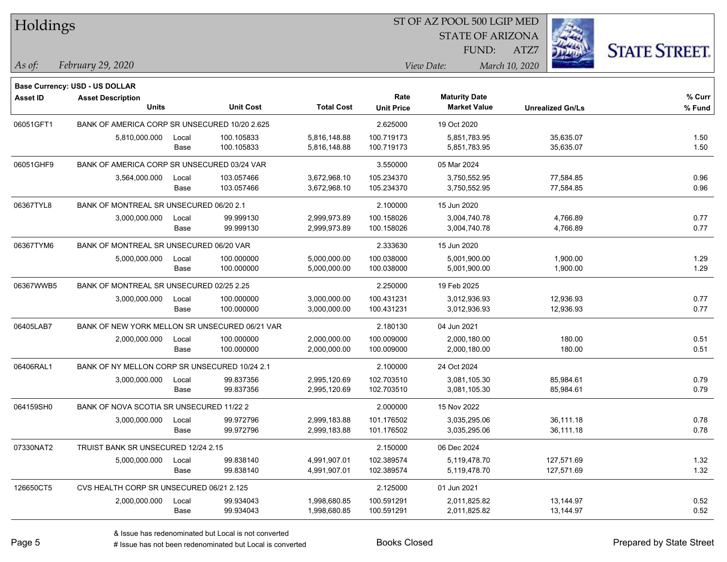# Holdings

ST OF AZ POOL 500 LGIP MED
STATE OF ARIZONA
FUND: ATZ7

*As of: February 29, 2020*

*View Date: March 10, 2020*

**Base Currency: USD - US DOLLAR**

| Asset ID | Asset Description / Units | | Unit Cost | Total Cost | Rate / Unit Price | Maturity Date / Market Value | Unrealized Gn/Ls | % Curr / % Fund |
|---|---|---|---|---|---|---|---|---|
| 06051GFT1 | BANK OF AMERICA CORP SR UNSECURED 10/20 2.625 | | | | 2.625000 | 19 Oct 2020 | | |
| | 5,810,000.000 | Local | 100.105833 | 5,816,148.88 | 100.719173 | 5,851,783.95 | 35,635.07 | 1.50 |
| | | Base | 100.105833 | 5,816,148.88 | 100.719173 | 5,851,783.95 | 35,635.07 | 1.50 |
| 06051GHF9 | BANK OF AMERICA CORP SR UNSECURED 03/24 VAR | | | | 3.550000 | 05 Mar 2024 | | |
| | 3,564,000.000 | Local | 103.057466 | 3,672,968.10 | 105.234370 | 3,750,552.95 | 77,584.85 | 0.96 |
| | | Base | 103.057466 | 3,672,968.10 | 105.234370 | 3,750,552.95 | 77,584.85 | 0.96 |
| 06367TYL8 | BANK OF MONTREAL SR UNSECURED 06/20 2.1 | | | | 2.100000 | 15 Jun 2020 | | |
| | 3,000,000.000 | Local | 99.999130 | 2,999,973.89 | 100.158026 | 3,004,740.78 | 4,766.89 | 0.77 |
| | | Base | 99.999130 | 2,999,973.89 | 100.158026 | 3,004,740.78 | 4,766.89 | 0.77 |
| 06367TYM6 | BANK OF MONTREAL SR UNSECURED 06/20 VAR | | | | 2.333630 | 15 Jun 2020 | | |
| | 5,000,000.000 | Local | 100.000000 | 5,000,000.00 | 100.038000 | 5,001,900.00 | 1,900.00 | 1.29 |
| | | Base | 100.000000 | 5,000,000.00 | 100.038000 | 5,001,900.00 | 1,900.00 | 1.29 |
| 06367WWB5 | BANK OF MONTREAL SR UNSECURED 02/25 2.25 | | | | 2.250000 | 19 Feb 2025 | | |
| | 3,000,000.000 | Local | 100.000000 | 3,000,000.00 | 100.431231 | 3,012,936.93 | 12,936.93 | 0.77 |
| | | Base | 100.000000 | 3,000,000.00 | 100.431231 | 3,012,936.93 | 12,936.93 | 0.77 |
| 06405LAB7 | BANK OF NEW YORK MELLON SR UNSECURED 06/21 VAR | | | | 2.180130 | 04 Jun 2021 | | |
| | 2,000,000.000 | Local | 100.000000 | 2,000,000.00 | 100.009000 | 2,000,180.00 | 180.00 | 0.51 |
| | | Base | 100.000000 | 2,000,000.00 | 100.009000 | 2,000,180.00 | 180.00 | 0.51 |
| 06406RAL1 | BANK OF NY MELLON CORP SR UNSECURED 10/24 2.1 | | | | 2.100000 | 24 Oct 2024 | | |
| | 3,000,000.000 | Local | 99.837356 | 2,995,120.69 | 102.703510 | 3,081,105.30 | 85,984.61 | 0.79 |
| | | Base | 99.837356 | 2,995,120.69 | 102.703510 | 3,081,105.30 | 85,984.61 | 0.79 |
| 064159SH0 | BANK OF NOVA SCOTIA SR UNSECURED 11/22 2 | | | | 2.000000 | 15 Nov 2022 | | |
| | 3,000,000.000 | Local | 99.972796 | 2,999,183.88 | 101.176502 | 3,035,295.06 | 36,111.18 | 0.78 |
| | | Base | 99.972796 | 2,999,183.88 | 101.176502 | 3,035,295.06 | 36,111.18 | 0.78 |
| 07330NAT2 | TRUIST BANK SR UNSECURED 12/24 2.15 | | | | 2.150000 | 06 Dec 2024 | | |
| | 5,000,000.000 | Local | 99.838140 | 4,991,907.01 | 102.389574 | 5,119,478.70 | 127,571.69 | 1.32 |
| | | Base | 99.838140 | 4,991,907.01 | 102.389574 | 5,119,478.70 | 127,571.69 | 1.32 |
| 126650CT5 | CVS HEALTH CORP SR UNSECURED 06/21 2.125 | | | | 2.125000 | 01 Jun 2021 | | |
| | 2,000,000.000 | Local | 99.934043 | 1,998,680.85 | 100.591291 | 2,011,825.82 | 13,144.97 | 0.52 |
| | | Base | 99.934043 | 1,998,680.85 | 100.591291 | 2,011,825.82 | 13,144.97 | 0.52 |

& Issue has redenominated but Local is not converted
# Issue has not been redenominated but Local is converted

Books Closed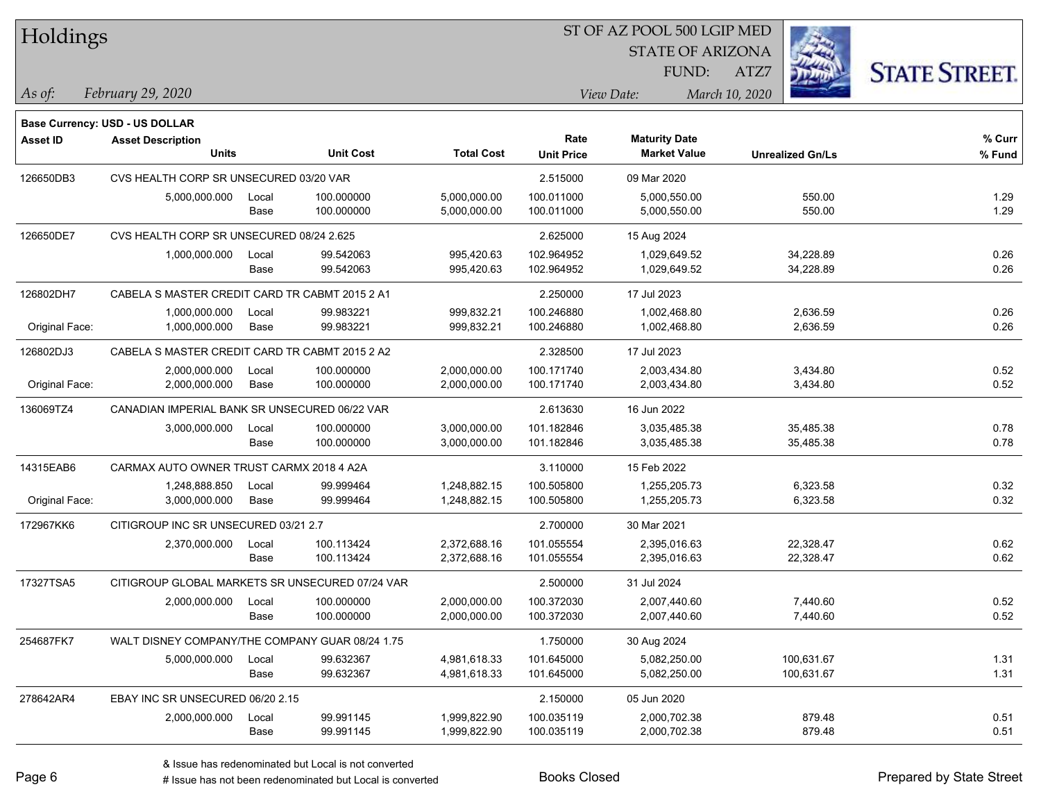# Holdings

ST OF AZ POOL 500 LGIP MED
STATE OF ARIZONA
FUND: ATZ7

*As of:* *February 29, 2020*

*View Date:* *March 10, 2020*

**Base Currency: USD - US DOLLAR**

| Asset ID | Asset Description / Units | | Unit Cost | Total Cost | Rate / Unit Price | Maturity Date / Market Value | Unrealized Gn/Ls | % Curr / % Fund |
|---|---|---|---|---|---|---|---|---|
| 126650DB3 | CVS HEALTH CORP SR UNSECURED 03/20 VAR | | | | 2.515000 | 09 Mar 2020 | | |
| | 5,000,000.000 | Local | 100.000000 | 5,000,000.00 | 100.011000 | 5,000,550.00 | 550.00 | 1.29 |
| | | Base | 100.000000 | 5,000,000.00 | 100.011000 | 5,000,550.00 | 550.00 | 1.29 |
| 126650DE7 | CVS HEALTH CORP SR UNSECURED 08/24 2.625 | | | | 2.625000 | 15 Aug 2024 | | |
| | 1,000,000.000 | Local | 99.542063 | 995,420.63 | 102.964952 | 1,029,649.52 | 34,228.89 | 0.26 |
| | | Base | 99.542063 | 995,420.63 | 102.964952 | 1,029,649.52 | 34,228.89 | 0.26 |
| 126802DH7 | CABELA S MASTER CREDIT CARD TR CABMT 2015 2 A1 | | | | 2.250000 | 17 Jul 2023 | | |
| | 1,000,000.000 | Local | 99.983221 | 999,832.21 | 100.246880 | 1,002,468.80 | 2,636.59 | 0.26 |
| Original Face: | 1,000,000.000 | Base | 99.983221 | 999,832.21 | 100.246880 | 1,002,468.80 | 2,636.59 | 0.26 |
| 126802DJ3 | CABELA S MASTER CREDIT CARD TR CABMT 2015 2 A2 | | | | 2.328500 | 17 Jul 2023 | | |
| | 2,000,000.000 | Local | 100.000000 | 2,000,000.00 | 100.171740 | 2,003,434.80 | 3,434.80 | 0.52 |
| Original Face: | 2,000,000.000 | Base | 100.000000 | 2,000,000.00 | 100.171740 | 2,003,434.80 | 3,434.80 | 0.52 |
| 136069TZ4 | CANADIAN IMPERIAL BANK SR UNSECURED 06/22 VAR | | | | 2.613630 | 16 Jun 2022 | | |
| | 3,000,000.000 | Local | 100.000000 | 3,000,000.00 | 101.182846 | 3,035,485.38 | 35,485.38 | 0.78 |
| | | Base | 100.000000 | 3,000,000.00 | 101.182846 | 3,035,485.38 | 35,485.38 | 0.78 |
| 14315EAB6 | CARMAX AUTO OWNER TRUST CARMX 2018 4 A2A | | | | 3.110000 | 15 Feb 2022 | | |
| | 1,248,888.850 | Local | 99.999464 | 1,248,882.15 | 100.505800 | 1,255,205.73 | 6,323.58 | 0.32 |
| Original Face: | 3,000,000.000 | Base | 99.999464 | 1,248,882.15 | 100.505800 | 1,255,205.73 | 6,323.58 | 0.32 |
| 172967KK6 | CITIGROUP INC SR UNSECURED 03/21 2.7 | | | | 2.700000 | 30 Mar 2021 | | |
| | 2,370,000.000 | Local | 100.113424 | 2,372,688.16 | 101.055554 | 2,395,016.63 | 22,328.47 | 0.62 |
| | | Base | 100.113424 | 2,372,688.16 | 101.055554 | 2,395,016.63 | 22,328.47 | 0.62 |
| 17327TSA5 | CITIGROUP GLOBAL MARKETS SR UNSECURED 07/24 VAR | | | | 2.500000 | 31 Jul 2024 | | |
| | 2,000,000.000 | Local | 100.000000 | 2,000,000.00 | 100.372030 | 2,007,440.60 | 7,440.60 | 0.52 |
| | | Base | 100.000000 | 2,000,000.00 | 100.372030 | 2,007,440.60 | 7,440.60 | 0.52 |
| 254687FK7 | WALT DISNEY COMPANY/THE COMPANY GUAR 08/24 1.75 | | | | 1.750000 | 30 Aug 2024 | | |
| | 5,000,000.000 | Local | 99.632367 | 4,981,618.33 | 101.645000 | 5,082,250.00 | 100,631.67 | 1.31 |
| | | Base | 99.632367 | 4,981,618.33 | 101.645000 | 5,082,250.00 | 100,631.67 | 1.31 |
| 278642AR4 | EBAY INC SR UNSECURED 06/20 2.15 | | | | 2.150000 | 05 Jun 2020 | | |
| | 2,000,000.000 | Local | 99.991145 | 1,999,822.90 | 100.035119 | 2,000,702.38 | 879.48 | 0.51 |
| | | Base | 99.991145 | 1,999,822.90 | 100.035119 | 2,000,702.38 | 879.48 | 0.51 |

& Issue has redenominated but Local is not converted
# Issue has not been redenominated but Local is converted

Books Closed

Prepared by State Street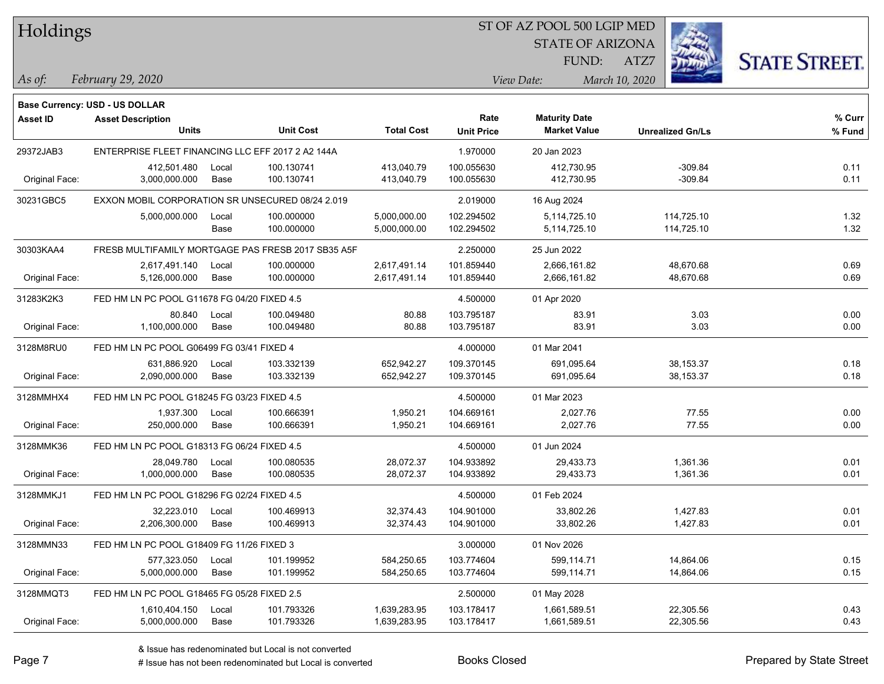# Holdings

ST OF AZ POOL 500 LGIP MED
STATE OF ARIZONA
FUND: ATZ7

*As of:* *February 29, 2020*

*View Date:* *March 10, 2020*

**Base Currency: USD - US DOLLAR**

| Asset ID | Asset Description Units | | Unit Cost | Total Cost | Rate Unit Price | Maturity Date Market Value | Unrealized Gn/Ls | % Curr % Fund |
|---|---|---|---|---|---|---|---|---|
| 29372JAB3 | ENTERPRISE FLEET FINANCING LLC EFF 2017 2 A2 144A | | | | 1.970000 | 20 Jan 2023 | | |
| | 412,501.480 | Local | 100.130741 | 413,040.79 | 100.055630 | 412,730.95 | -309.84 | 0.11 |
| Original Face: | 3,000,000.000 | Base | 100.130741 | 413,040.79 | 100.055630 | 412,730.95 | -309.84 | 0.11 |
| 30231GBC5 | EXXON MOBIL CORPORATION SR UNSECURED 08/24 2.019 | | | | 2.019000 | 16 Aug 2024 | | |
| | 5,000,000.000 | Local | 100.000000 | 5,000,000.00 | 102.294502 | 5,114,725.10 | 114,725.10 | 1.32 |
| | | Base | 100.000000 | 5,000,000.00 | 102.294502 | 5,114,725.10 | 114,725.10 | 1.32 |
| 30303KAA4 | FRESB MULTIFAMILY MORTGAGE PAS FRESB 2017 SB35 A5F | | | | 2.250000 | 25 Jun 2022 | | |
| | 2,617,491.140 | Local | 100.000000 | 2,617,491.14 | 101.859440 | 2,666,161.82 | 48,670.68 | 0.69 |
| Original Face: | 5,126,000.000 | Base | 100.000000 | 2,617,491.14 | 101.859440 | 2,666,161.82 | 48,670.68 | 0.69 |
| 31283K2K3 | FED HM LN PC POOL G11678 FG 04/20 FIXED 4.5 | | | | 4.500000 | 01 Apr 2020 | | |
| | 80.840 | Local | 100.049480 | 80.88 | 103.795187 | 83.91 | 3.03 | 0.00 |
| Original Face: | 1,100,000.000 | Base | 100.049480 | 80.88 | 103.795187 | 83.91 | 3.03 | 0.00 |
| 3128M8RU0 | FED HM LN PC POOL G06499 FG 03/41 FIXED 4 | | | | 4.000000 | 01 Mar 2041 | | |
| | 631,886.920 | Local | 103.332139 | 652,942.27 | 109.370145 | 691,095.64 | 38,153.37 | 0.18 |
| Original Face: | 2,090,000.000 | Base | 103.332139 | 652,942.27 | 109.370145 | 691,095.64 | 38,153.37 | 0.18 |
| 3128MMHX4 | FED HM LN PC POOL G18245 FG 03/23 FIXED 4.5 | | | | 4.500000 | 01 Mar 2023 | | |
| | 1,937.300 | Local | 100.666391 | 1,950.21 | 104.669161 | 2,027.76 | 77.55 | 0.00 |
| Original Face: | 250,000.000 | Base | 100.666391 | 1,950.21 | 104.669161 | 2,027.76 | 77.55 | 0.00 |
| 3128MMK36 | FED HM LN PC POOL G18313 FG 06/24 FIXED 4.5 | | | | 4.500000 | 01 Jun 2024 | | |
| | 28,049.780 | Local | 100.080535 | 28,072.37 | 104.933892 | 29,433.73 | 1,361.36 | 0.01 |
| Original Face: | 1,000,000.000 | Base | 100.080535 | 28,072.37 | 104.933892 | 29,433.73 | 1,361.36 | 0.01 |
| 3128MMKJ1 | FED HM LN PC POOL G18296 FG 02/24 FIXED 4.5 | | | | 4.500000 | 01 Feb 2024 | | |
| | 32,223.010 | Local | 100.469913 | 32,374.43 | 104.901000 | 33,802.26 | 1,427.83 | 0.01 |
| Original Face: | 2,206,300.000 | Base | 100.469913 | 32,374.43 | 104.901000 | 33,802.26 | 1,427.83 | 0.01 |
| 3128MMN33 | FED HM LN PC POOL G18409 FG 11/26 FIXED 3 | | | | 3.000000 | 01 Nov 2026 | | |
| | 577,323.050 | Local | 101.199952 | 584,250.65 | 103.774604 | 599,114.71 | 14,864.06 | 0.15 |
| Original Face: | 5,000,000.000 | Base | 101.199952 | 584,250.65 | 103.774604 | 599,114.71 | 14,864.06 | 0.15 |
| 3128MMQT3 | FED HM LN PC POOL G18465 FG 05/28 FIXED 2.5 | | | | 2.500000 | 01 May 2028 | | |
| | 1,610,404.150 | Local | 101.793326 | 1,639,283.95 | 103.178417 | 1,661,589.51 | 22,305.56 | 0.43 |
| Original Face: | 5,000,000.000 | Base | 101.793326 | 1,639,283.95 | 103.178417 | 1,661,589.51 | 22,305.56 | 0.43 |

& Issue has redenominated but Local is not converted
# Issue has not been redenominated but Local is converted

Books Closed

Prepared by State Street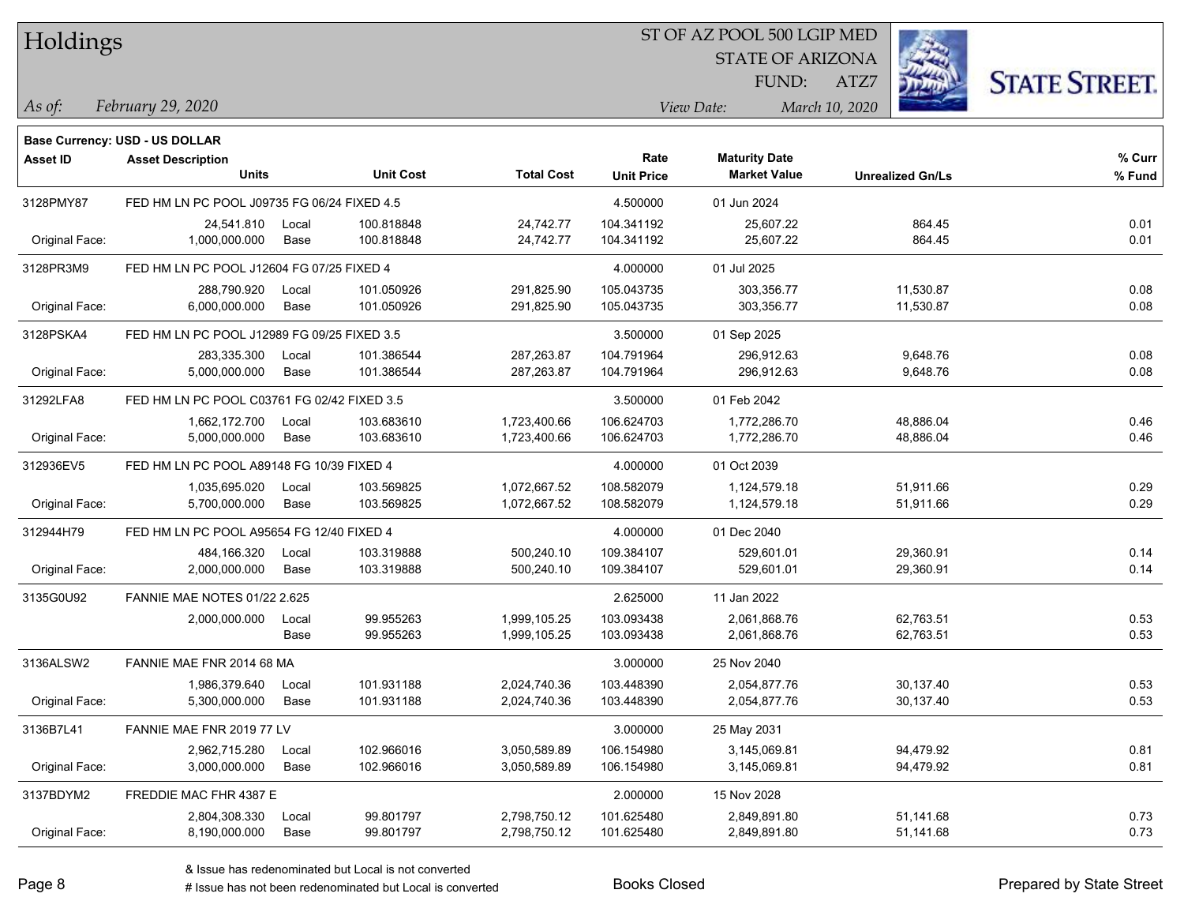# Holdings

ST OF AZ POOL 500 LGIP MED
STATE OF ARIZONA
FUND: ATZ7

*As of:* *February 29, 2020*

*View Date:* *March 10, 2020*

**Base Currency: USD - US DOLLAR**

| Asset ID | Asset Description / Units | | Unit Cost | Total Cost | Rate / Unit Price | Maturity Date / Market Value | Unrealized Gn/Ls | % Curr / % Fund |
|---|---|---|---|---|---|---|---|---|
| 3128PMY87 | FED HM LN PC POOL J09735 FG 06/24 FIXED 4.5 | | | | 4.500000 | 01 Jun 2024 | | |
| | 24,541.810 | Local | 100.818848 | 24,742.77 | 104.341192 | 25,607.22 | 864.45 | 0.01 |
| Original Face: | 1,000,000.000 | Base | 100.818848 | 24,742.77 | 104.341192 | 25,607.22 | 864.45 | 0.01 |
| 3128PR3M9 | FED HM LN PC POOL J12604 FG 07/25 FIXED 4 | | | | 4.000000 | 01 Jul 2025 | | |
| | 288,790.920 | Local | 101.050926 | 291,825.90 | 105.043735 | 303,356.77 | 11,530.87 | 0.08 |
| Original Face: | 6,000,000.000 | Base | 101.050926 | 291,825.90 | 105.043735 | 303,356.77 | 11,530.87 | 0.08 |
| 3128PSKA4 | FED HM LN PC POOL J12989 FG 09/25 FIXED 3.5 | | | | 3.500000 | 01 Sep 2025 | | |
| | 283,335.300 | Local | 101.386544 | 287,263.87 | 104.791964 | 296,912.63 | 9,648.76 | 0.08 |
| Original Face: | 5,000,000.000 | Base | 101.386544 | 287,263.87 | 104.791964 | 296,912.63 | 9,648.76 | 0.08 |
| 31292LFA8 | FED HM LN PC POOL C03761 FG 02/42 FIXED 3.5 | | | | 3.500000 | 01 Feb 2042 | | |
| | 1,662,172.700 | Local | 103.683610 | 1,723,400.66 | 106.624703 | 1,772,286.70 | 48,886.04 | 0.46 |
| Original Face: | 5,000,000.000 | Base | 103.683610 | 1,723,400.66 | 106.624703 | 1,772,286.70 | 48,886.04 | 0.46 |
| 312936EV5 | FED HM LN PC POOL A89148 FG 10/39 FIXED 4 | | | | 4.000000 | 01 Oct 2039 | | |
| | 1,035,695.020 | Local | 103.569825 | 1,072,667.52 | 108.582079 | 1,124,579.18 | 51,911.66 | 0.29 |
| Original Face: | 5,700,000.000 | Base | 103.569825 | 1,072,667.52 | 108.582079 | 1,124,579.18 | 51,911.66 | 0.29 |
| 312944H79 | FED HM LN PC POOL A95654 FG 12/40 FIXED 4 | | | | 4.000000 | 01 Dec 2040 | | |
| | 484,166.320 | Local | 103.319888 | 500,240.10 | 109.384107 | 529,601.01 | 29,360.91 | 0.14 |
| Original Face: | 2,000,000.000 | Base | 103.319888 | 500,240.10 | 109.384107 | 529,601.01 | 29,360.91 | 0.14 |
| 3135G0U92 | FANNIE MAE NOTES 01/22 2.625 | | | | 2.625000 | 11 Jan 2022 | | |
| | 2,000,000.000 | Local | 99.955263 | 1,999,105.25 | 103.093438 | 2,061,868.76 | 62,763.51 | 0.53 |
| | | Base | 99.955263 | 1,999,105.25 | 103.093438 | 2,061,868.76 | 62,763.51 | 0.53 |
| 3136ALSW2 | FANNIE MAE FNR 2014 68 MA | | | | 3.000000 | 25 Nov 2040 | | |
| | 1,986,379.640 | Local | 101.931188 | 2,024,740.36 | 103.448390 | 2,054,877.76 | 30,137.40 | 0.53 |
| Original Face: | 5,300,000.000 | Base | 101.931188 | 2,024,740.36 | 103.448390 | 2,054,877.76 | 30,137.40 | 0.53 |
| 3136B7L41 | FANNIE MAE FNR 2019 77 LV | | | | 3.000000 | 25 May 2031 | | |
| | 2,962,715.280 | Local | 102.966016 | 3,050,589.89 | 106.154980 | 3,145,069.81 | 94,479.92 | 0.81 |
| Original Face: | 3,000,000.000 | Base | 102.966016 | 3,050,589.89 | 106.154980 | 3,145,069.81 | 94,479.92 | 0.81 |
| 3137BDYM2 | FREDDIE MAC FHR 4387 E | | | | 2.000000 | 15 Nov 2028 | | |
| | 2,804,308.330 | Local | 99.801797 | 2,798,750.12 | 101.625480 | 2,849,891.80 | 51,141.68 | 0.73 |
| Original Face: | 8,190,000.000 | Base | 99.801797 | 2,798,750.12 | 101.625480 | 2,849,891.80 | 51,141.68 | 0.73 |

& Issue has redenominated but Local is not converted
# Issue has not been redenominated but Local is converted

Books Closed

Prepared by State Street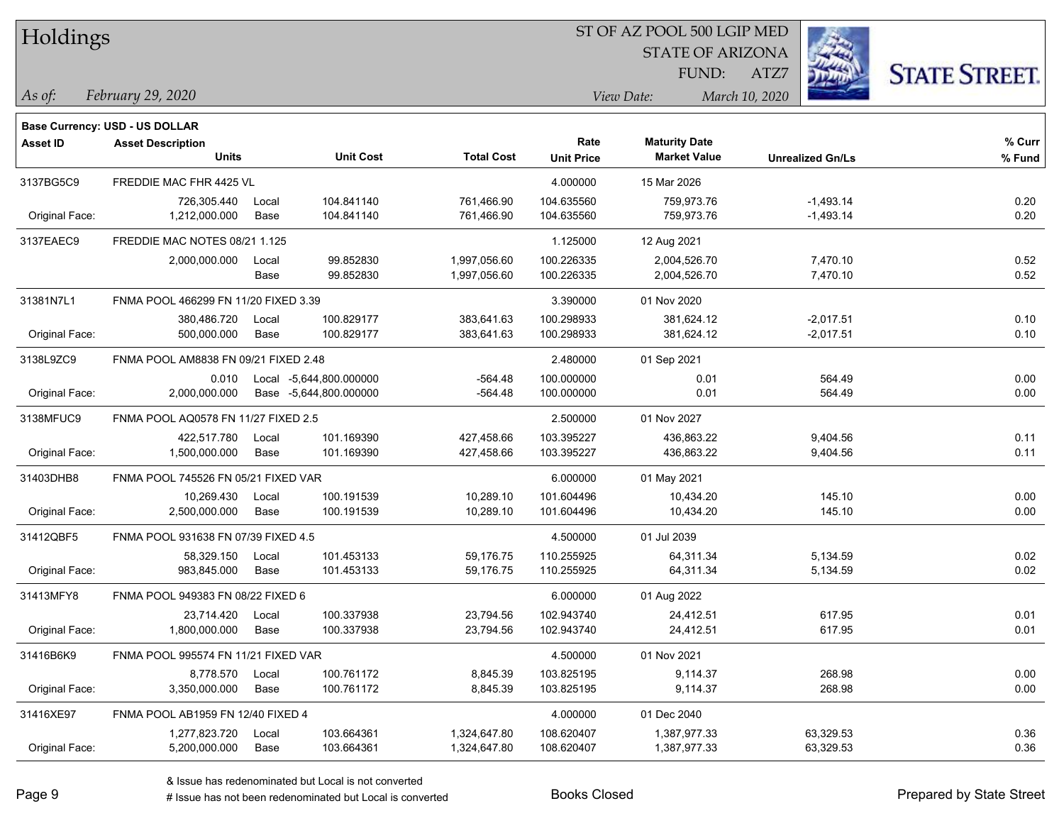# Holdings

ST OF AZ POOL 500 LGIP MED
STATE OF ARIZONA
FUND: ATZ7

*As of:* *February 29, 2020*

*View Date:* *March 10, 2020*

**Base Currency: USD - US DOLLAR**

| Asset ID | Asset Description / Units | | Unit Cost | Total Cost | Rate / Unit Price | Maturity Date / Market Value | Unrealized Gn/Ls | % Curr / % Fund |
|---|---|---|---|---|---|---|---|---|
| 3137BG5C9 | FREDDIE MAC FHR 4425 VL | | | | 4.000000 | 15 Mar 2026 | | |
| | 726,305.440 | Local | 104.841140 | 761,466.90 | 104.635560 | 759,973.76 | -1,493.14 | 0.20 |
| Original Face: | 1,212,000.000 | Base | 104.841140 | 761,466.90 | 104.635560 | 759,973.76 | -1,493.14 | 0.20 |
| 3137EAEC9 | FREDDIE MAC NOTES 08/21 1.125 | | | | 1.125000 | 12 Aug 2021 | | |
| | 2,000,000.000 | Local | 99.852830 | 1,997,056.60 | 100.226335 | 2,004,526.70 | 7,470.10 | 0.52 |
| | | Base | 99.852830 | 1,997,056.60 | 100.226335 | 2,004,526.70 | 7,470.10 | 0.52 |
| 31381N7L1 | FNMA POOL 466299 FN 11/20 FIXED 3.39 | | | | 3.390000 | 01 Nov 2020 | | |
| | 380,486.720 | Local | 100.829177 | 383,641.63 | 100.298933 | 381,624.12 | -2,017.51 | 0.10 |
| Original Face: | 500,000.000 | Base | 100.829177 | 383,641.63 | 100.298933 | 381,624.12 | -2,017.51 | 0.10 |
| 3138L9ZC9 | FNMA POOL AM8838 FN 09/21 FIXED 2.48 | | | | 2.480000 | 01 Sep 2021 | | |
| | 0.010 | Local | -5,644,800.000000 | -564.48 | 100.000000 | 0.01 | 564.49 | 0.00 |
| Original Face: | 2,000,000.000 | Base | -5,644,800.000000 | -564.48 | 100.000000 | 0.01 | 564.49 | 0.00 |
| 3138MFUC9 | FNMA POOL AQ0578 FN 11/27 FIXED 2.5 | | | | 2.500000 | 01 Nov 2027 | | |
| | 422,517.780 | Local | 101.169390 | 427,458.66 | 103.395227 | 436,863.22 | 9,404.56 | 0.11 |
| Original Face: | 1,500,000.000 | Base | 101.169390 | 427,458.66 | 103.395227 | 436,863.22 | 9,404.56 | 0.11 |
| 31403DHB8 | FNMA POOL 745526 FN 05/21 FIXED VAR | | | | 6.000000 | 01 May 2021 | | |
| | 10,269.430 | Local | 100.191539 | 10,289.10 | 101.604496 | 10,434.20 | 145.10 | 0.00 |
| Original Face: | 2,500,000.000 | Base | 100.191539 | 10,289.10 | 101.604496 | 10,434.20 | 145.10 | 0.00 |
| 31412QBF5 | FNMA POOL 931638 FN 07/39 FIXED 4.5 | | | | 4.500000 | 01 Jul 2039 | | |
| | 58,329.150 | Local | 101.453133 | 59,176.75 | 110.255925 | 64,311.34 | 5,134.59 | 0.02 |
| Original Face: | 983,845.000 | Base | 101.453133 | 59,176.75 | 110.255925 | 64,311.34 | 5,134.59 | 0.02 |
| 31413MFY8 | FNMA POOL 949383 FN 08/22 FIXED 6 | | | | 6.000000 | 01 Aug 2022 | | |
| | 23,714.420 | Local | 100.337938 | 23,794.56 | 102.943740 | 24,412.51 | 617.95 | 0.01 |
| Original Face: | 1,800,000.000 | Base | 100.337938 | 23,794.56 | 102.943740 | 24,412.51 | 617.95 | 0.01 |
| 31416B6K9 | FNMA POOL 995574 FN 11/21 FIXED VAR | | | | 4.500000 | 01 Nov 2021 | | |
| | 8,778.570 | Local | 100.761172 | 8,845.39 | 103.825195 | 9,114.37 | 268.98 | 0.00 |
| Original Face: | 3,350,000.000 | Base | 100.761172 | 8,845.39 | 103.825195 | 9,114.37 | 268.98 | 0.00 |
| 31416XE97 | FNMA POOL AB1959 FN 12/40 FIXED 4 | | | | 4.000000 | 01 Dec 2040 | | |
| | 1,277,823.720 | Local | 103.664361 | 1,324,647.80 | 108.620407 | 1,387,977.33 | 63,329.53 | 0.36 |
| Original Face: | 5,200,000.000 | Base | 103.664361 | 1,324,647.80 | 108.620407 | 1,387,977.33 | 63,329.53 | 0.36 |

& Issue has redenominated but Local is not converted
# Issue has not been redenominated but Local is converted

Books Closed

Prepared by State Street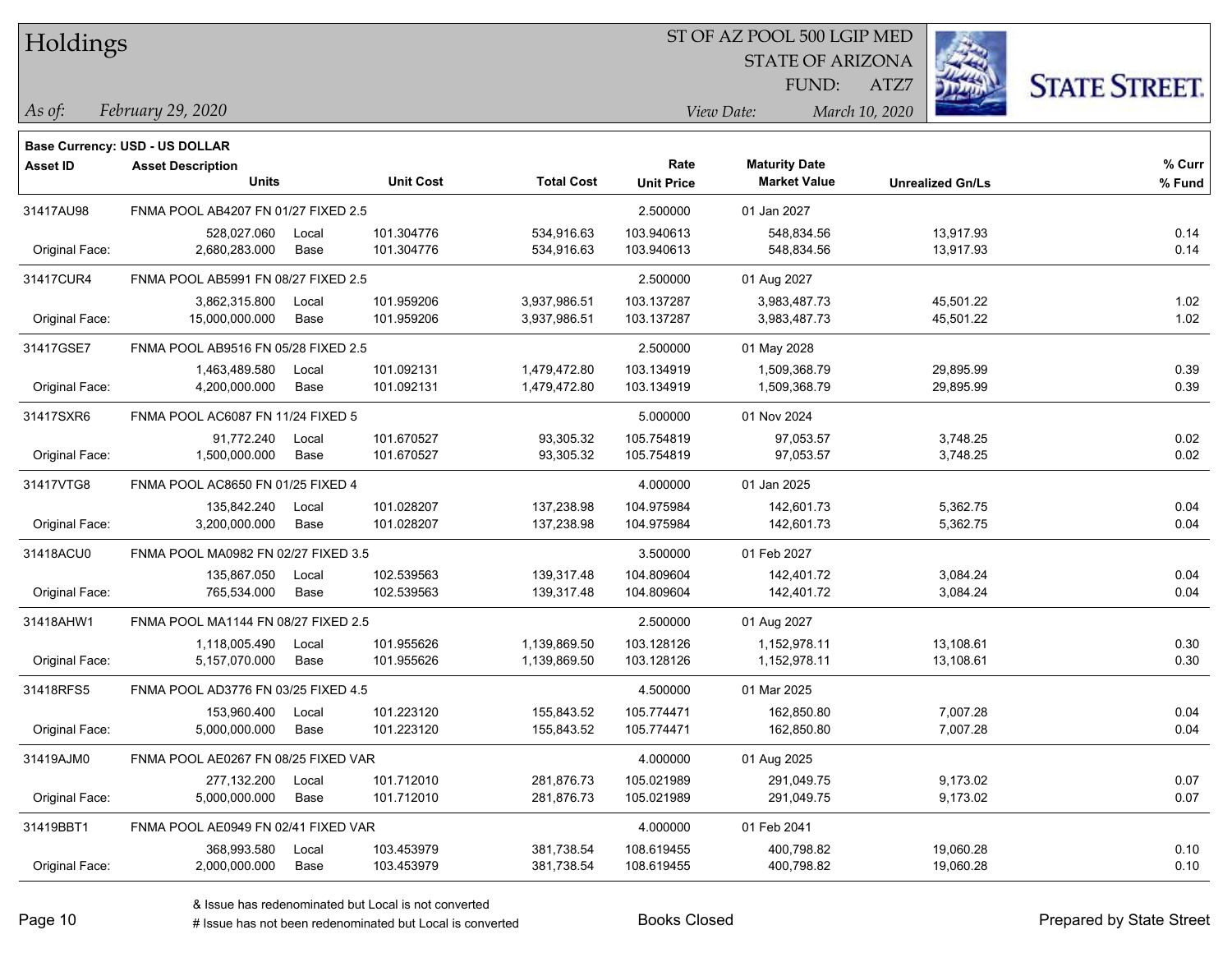# Holdings

ST OF AZ POOL 500 LGIP MED
STATE OF ARIZONA
FUND: ATZ7

*As of: February 29, 2020*
*View Date: March 10, 2020*

**Base Currency: USD - US DOLLAR**

| Asset ID | Asset Description / Units | | Unit Cost | Total Cost | Rate / Unit Price | Maturity Date / Market Value | Unrealized Gn/Ls | % Curr / % Fund |
|---|---|---|---|---|---|---|---|---|
| 31417AU98 | FNMA POOL AB4207 FN 01/27 FIXED 2.5 | | | | 2.500000 | 01 Jan 2027 | | |
| | 528,027.060 | Local | 101.304776 | 534,916.63 | 103.940613 | 548,834.56 | 13,917.93 | 0.14 |
| Original Face: | 2,680,283.000 | Base | 101.304776 | 534,916.63 | 103.940613 | 548,834.56 | 13,917.93 | 0.14 |
| 31417CUR4 | FNMA POOL AB5991 FN 08/27 FIXED 2.5 | | | | 2.500000 | 01 Aug 2027 | | |
| | 3,862,315.800 | Local | 101.959206 | 3,937,986.51 | 103.137287 | 3,983,487.73 | 45,501.22 | 1.02 |
| Original Face: | 15,000,000.000 | Base | 101.959206 | 3,937,986.51 | 103.137287 | 3,983,487.73 | 45,501.22 | 1.02 |
| 31417GSE7 | FNMA POOL AB9516 FN 05/28 FIXED 2.5 | | | | 2.500000 | 01 May 2028 | | |
| | 1,463,489.580 | Local | 101.092131 | 1,479,472.80 | 103.134919 | 1,509,368.79 | 29,895.99 | 0.39 |
| Original Face: | 4,200,000.000 | Base | 101.092131 | 1,479,472.80 | 103.134919 | 1,509,368.79 | 29,895.99 | 0.39 |
| 31417SXR6 | FNMA POOL AC6087 FN 11/24 FIXED 5 | | | | 5.000000 | 01 Nov 2024 | | |
| | 91,772.240 | Local | 101.670527 | 93,305.32 | 105.754819 | 97,053.57 | 3,748.25 | 0.02 |
| Original Face: | 1,500,000.000 | Base | 101.670527 | 93,305.32 | 105.754819 | 97,053.57 | 3,748.25 | 0.02 |
| 31417VTG8 | FNMA POOL AC8650 FN 01/25 FIXED 4 | | | | 4.000000 | 01 Jan 2025 | | |
| | 135,842.240 | Local | 101.028207 | 137,238.98 | 104.975984 | 142,601.73 | 5,362.75 | 0.04 |
| Original Face: | 3,200,000.000 | Base | 101.028207 | 137,238.98 | 104.975984 | 142,601.73 | 5,362.75 | 0.04 |
| 31418ACU0 | FNMA POOL MA0982 FN 02/27 FIXED 3.5 | | | | 3.500000 | 01 Feb 2027 | | |
| | 135,867.050 | Local | 102.539563 | 139,317.48 | 104.809604 | 142,401.72 | 3,084.24 | 0.04 |
| Original Face: | 765,534.000 | Base | 102.539563 | 139,317.48 | 104.809604 | 142,401.72 | 3,084.24 | 0.04 |
| 31418AHW1 | FNMA POOL MA1144 FN 08/27 FIXED 2.5 | | | | 2.500000 | 01 Aug 2027 | | |
| | 1,118,005.490 | Local | 101.955626 | 1,139,869.50 | 103.128126 | 1,152,978.11 | 13,108.61 | 0.30 |
| Original Face: | 5,157,070.000 | Base | 101.955626 | 1,139,869.50 | 103.128126 | 1,152,978.11 | 13,108.61 | 0.30 |
| 31418RFS5 | FNMA POOL AD3776 FN 03/25 FIXED 4.5 | | | | 4.500000 | 01 Mar 2025 | | |
| | 153,960.400 | Local | 101.223120 | 155,843.52 | 105.774471 | 162,850.80 | 7,007.28 | 0.04 |
| Original Face: | 5,000,000.000 | Base | 101.223120 | 155,843.52 | 105.774471 | 162,850.80 | 7,007.28 | 0.04 |
| 31419AJM0 | FNMA POOL AE0267 FN 08/25 FIXED VAR | | | | 4.000000 | 01 Aug 2025 | | |
| | 277,132.200 | Local | 101.712010 | 281,876.73 | 105.021989 | 291,049.75 | 9,173.02 | 0.07 |
| Original Face: | 5,000,000.000 | Base | 101.712010 | 281,876.73 | 105.021989 | 291,049.75 | 9,173.02 | 0.07 |
| 31419BBT1 | FNMA POOL AE0949 FN 02/41 FIXED VAR | | | | 4.000000 | 01 Feb 2041 | | |
| | 368,993.580 | Local | 103.453979 | 381,738.54 | 108.619455 | 400,798.82 | 19,060.28 | 0.10 |
| Original Face: | 2,000,000.000 | Base | 103.453979 | 381,738.54 | 108.619455 | 400,798.82 | 19,060.28 | 0.10 |

& Issue has redenominated but Local is not converted
# Issue has not been redenominated but Local is converted

Books Closed

Prepared by State Street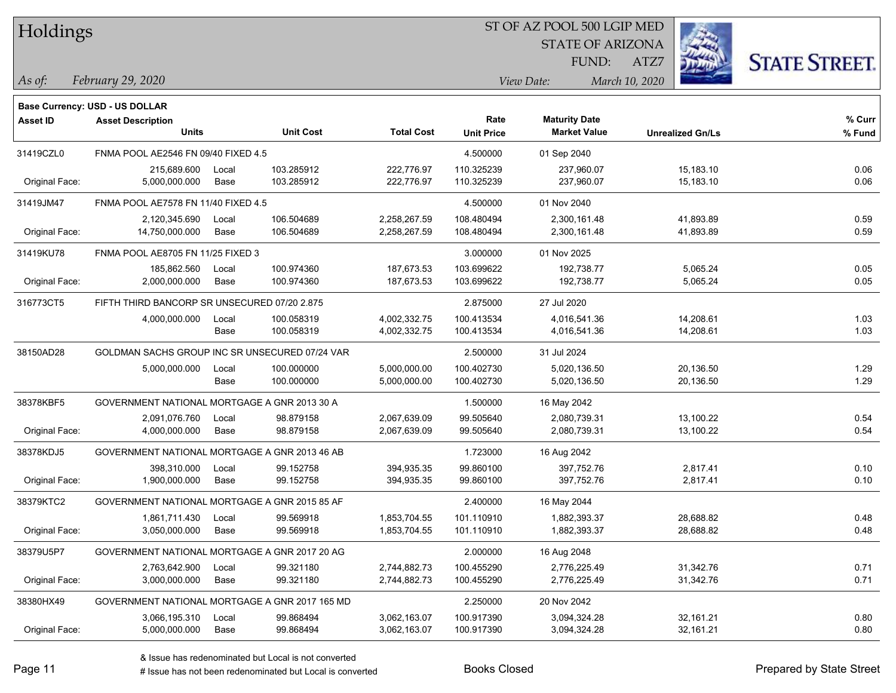# Holdings

ST OF AZ POOL 500 LGIP MED
STATE OF ARIZONA
FUND: ATZ7

*As of: February 29, 2020*

*View Date: March 10, 2020*

**Base Currency: USD - US DOLLAR**

| Asset ID | Asset Description / Units | | Unit Cost | Total Cost | Rate / Unit Price | Maturity Date / Market Value | Unrealized Gn/Ls | % Curr / % Fund |
|---|---|---|---|---|---|---|---|---|
| 31419CZL0 | FNMA POOL AE2546 FN 09/40 FIXED 4.5 | | | | 4.500000 | 01 Sep 2040 | | |
| | 215,689.600 | Local | 103.285912 | 222,776.97 | 110.325239 | 237,960.07 | 15,183.10 | 0.06 |
| Original Face: | 5,000,000.000 | Base | 103.285912 | 222,776.97 | 110.325239 | 237,960.07 | 15,183.10 | 0.06 |
| 31419JM47 | FNMA POOL AE7578 FN 11/40 FIXED 4.5 | | | | 4.500000 | 01 Nov 2040 | | |
| | 2,120,345.690 | Local | 106.504689 | 2,258,267.59 | 108.480494 | 2,300,161.48 | 41,893.89 | 0.59 |
| Original Face: | 14,750,000.000 | Base | 106.504689 | 2,258,267.59 | 108.480494 | 2,300,161.48 | 41,893.89 | 0.59 |
| 31419KU78 | FNMA POOL AE8705 FN 11/25 FIXED 3 | | | | 3.000000 | 01 Nov 2025 | | |
| | 185,862.560 | Local | 100.974360 | 187,673.53 | 103.699622 | 192,738.77 | 5,065.24 | 0.05 |
| Original Face: | 2,000,000.000 | Base | 100.974360 | 187,673.53 | 103.699622 | 192,738.77 | 5,065.24 | 0.05 |
| 316773CT5 | FIFTH THIRD BANCORP SR UNSECURED 07/20 2.875 | | | | 2.875000 | 27 Jul 2020 | | |
| | 4,000,000.000 | Local | 100.058319 | 4,002,332.75 | 100.413534 | 4,016,541.36 | 14,208.61 | 1.03 |
| | | Base | 100.058319 | 4,002,332.75 | 100.413534 | 4,016,541.36 | 14,208.61 | 1.03 |
| 38150AD28 | GOLDMAN SACHS GROUP INC SR UNSECURED 07/24 VAR | | | | 2.500000 | 31 Jul 2024 | | |
| | 5,000,000.000 | Local | 100.000000 | 5,000,000.00 | 100.402730 | 5,020,136.50 | 20,136.50 | 1.29 |
| | | Base | 100.000000 | 5,000,000.00 | 100.402730 | 5,020,136.50 | 20,136.50 | 1.29 |
| 38378KBF5 | GOVERNMENT NATIONAL MORTGAGE A GNR 2013 30 A | | | | 1.500000 | 16 May 2042 | | |
| | 2,091,076.760 | Local | 98.879158 | 2,067,639.09 | 99.505640 | 2,080,739.31 | 13,100.22 | 0.54 |
| Original Face: | 4,000,000.000 | Base | 98.879158 | 2,067,639.09 | 99.505640 | 2,080,739.31 | 13,100.22 | 0.54 |
| 38378KDJ5 | GOVERNMENT NATIONAL MORTGAGE A GNR 2013 46 AB | | | | 1.723000 | 16 Aug 2042 | | |
| | 398,310.000 | Local | 99.152758 | 394,935.35 | 99.860100 | 397,752.76 | 2,817.41 | 0.10 |
| Original Face: | 1,900,000.000 | Base | 99.152758 | 394,935.35 | 99.860100 | 397,752.76 | 2,817.41 | 0.10 |
| 38379KTC2 | GOVERNMENT NATIONAL MORTGAGE A GNR 2015 85 AF | | | | 2.400000 | 16 May 2044 | | |
| | 1,861,711.430 | Local | 99.569918 | 1,853,704.55 | 101.110910 | 1,882,393.37 | 28,688.82 | 0.48 |
| Original Face: | 3,050,000.000 | Base | 99.569918 | 1,853,704.55 | 101.110910 | 1,882,393.37 | 28,688.82 | 0.48 |
| 38379U5P7 | GOVERNMENT NATIONAL MORTGAGE A GNR 2017 20 AG | | | | 2.000000 | 16 Aug 2048 | | |
| | 2,763,642.900 | Local | 99.321180 | 2,744,882.73 | 100.455290 | 2,776,225.49 | 31,342.76 | 0.71 |
| Original Face: | 3,000,000.000 | Base | 99.321180 | 2,744,882.73 | 100.455290 | 2,776,225.49 | 31,342.76 | 0.71 |
| 38380HX49 | GOVERNMENT NATIONAL MORTGAGE A GNR 2017 165 MD | | | | 2.250000 | 20 Nov 2042 | | |
| | 3,066,195.310 | Local | 99.868494 | 3,062,163.07 | 100.917390 | 3,094,324.28 | 32,161.21 | 0.80 |
| Original Face: | 5,000,000.000 | Base | 99.868494 | 3,062,163.07 | 100.917390 | 3,094,324.28 | 32,161.21 | 0.80 |

& Issue has redenominated but Local is not converted

# Issue has not been redenominated but Local is converted

Books Closed

Prepared by State Street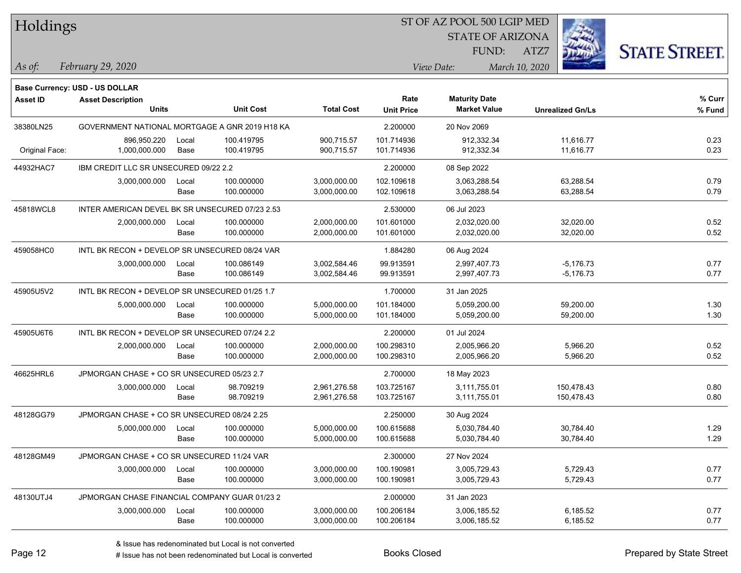# Holdings

ST OF AZ POOL 500 LGIP MED
STATE OF ARIZONA
FUND: ATZ7

*As of:* *February 29, 2020*

*View Date:* *March 10, 2020*

**Base Currency: USD - US DOLLAR**

| Asset ID | Asset Description / Units | | Unit Cost | Total Cost | Rate / Unit Price | Maturity Date / Market Value | Unrealized Gn/Ls | % Curr / % Fund |
|---|---|---|---|---|---|---|---|---|
| 38380LN25 | GOVERNMENT NATIONAL MORTGAGE A GNR 2019 H18 KA | | | | 2.200000 | 20 Nov 2069 | | |
| | 896,950.220 | Local | 100.419795 | 900,715.57 | 101.714936 | 912,332.34 | 11,616.77 | 0.23 |
| Original Face: | 1,000,000.000 | Base | 100.419795 | 900,715.57 | 101.714936 | 912,332.34 | 11,616.77 | 0.23 |
| 44932HAC7 | IBM CREDIT LLC SR UNSECURED 09/22 2.2 | | | | 2.200000 | 08 Sep 2022 | | |
| | 3,000,000.000 | Local | 100.000000 | 3,000,000.00 | 102.109618 | 3,063,288.54 | 63,288.54 | 0.79 |
| | | Base | 100.000000 | 3,000,000.00 | 102.109618 | 3,063,288.54 | 63,288.54 | 0.79 |
| 45818WCL8 | INTER AMERICAN DEVEL BK SR UNSECURED 07/23 2.53 | | | | 2.530000 | 06 Jul 2023 | | |
| | 2,000,000.000 | Local | 100.000000 | 2,000,000.00 | 101.601000 | 2,032,020.00 | 32,020.00 | 0.52 |
| | | Base | 100.000000 | 2,000,000.00 | 101.601000 | 2,032,020.00 | 32,020.00 | 0.52 |
| 459058HC0 | INTL BK RECON + DEVELOP SR UNSECURED 08/24 VAR | | | | 1.884280 | 06 Aug 2024 | | |
| | 3,000,000.000 | Local | 100.086149 | 3,002,584.46 | 99.913591 | 2,997,407.73 | -5,176.73 | 0.77 |
| | | Base | 100.086149 | 3,002,584.46 | 99.913591 | 2,997,407.73 | -5,176.73 | 0.77 |
| 45905U5V2 | INTL BK RECON + DEVELOP SR UNSECURED 01/25 1.7 | | | | 1.700000 | 31 Jan 2025 | | |
| | 5,000,000.000 | Local | 100.000000 | 5,000,000.00 | 101.184000 | 5,059,200.00 | 59,200.00 | 1.30 |
| | | Base | 100.000000 | 5,000,000.00 | 101.184000 | 5,059,200.00 | 59,200.00 | 1.30 |
| 45905U6T6 | INTL BK RECON + DEVELOP SR UNSECURED 07/24 2.2 | | | | 2.200000 | 01 Jul 2024 | | |
| | 2,000,000.000 | Local | 100.000000 | 2,000,000.00 | 100.298310 | 2,005,966.20 | 5,966.20 | 0.52 |
| | | Base | 100.000000 | 2,000,000.00 | 100.298310 | 2,005,966.20 | 5,966.20 | 0.52 |
| 46625HRL6 | JPMORGAN CHASE + CO SR UNSECURED 05/23 2.7 | | | | 2.700000 | 18 May 2023 | | |
| | 3,000,000.000 | Local | 98.709219 | 2,961,276.58 | 103.725167 | 3,111,755.01 | 150,478.43 | 0.80 |
| | | Base | 98.709219 | 2,961,276.58 | 103.725167 | 3,111,755.01 | 150,478.43 | 0.80 |
| 48128GG79 | JPMORGAN CHASE + CO SR UNSECURED 08/24 2.25 | | | | 2.250000 | 30 Aug 2024 | | |
| | 5,000,000.000 | Local | 100.000000 | 5,000,000.00 | 100.615688 | 5,030,784.40 | 30,784.40 | 1.29 |
| | | Base | 100.000000 | 5,000,000.00 | 100.615688 | 5,030,784.40 | 30,784.40 | 1.29 |
| 48128GM49 | JPMORGAN CHASE + CO SR UNSECURED 11/24 VAR | | | | 2.300000 | 27 Nov 2024 | | |
| | 3,000,000.000 | Local | 100.000000 | 3,000,000.00 | 100.190981 | 3,005,729.43 | 5,729.43 | 0.77 |
| | | Base | 100.000000 | 3,000,000.00 | 100.190981 | 3,005,729.43 | 5,729.43 | 0.77 |
| 48130UTJ4 | JPMORGAN CHASE FINANCIAL COMPANY GUAR 01/23 2 | | | | 2.000000 | 31 Jan 2023 | | |
| | 3,000,000.000 | Local | 100.000000 | 3,000,000.00 | 100.206184 | 3,006,185.52 | 6,185.52 | 0.77 |
| | | Base | 100.000000 | 3,000,000.00 | 100.206184 | 3,006,185.52 | 6,185.52 | 0.77 |

& Issue has redenominated but Local is not converted
# Issue has not been redenominated but Local is converted

Books Closed

Prepared by State Street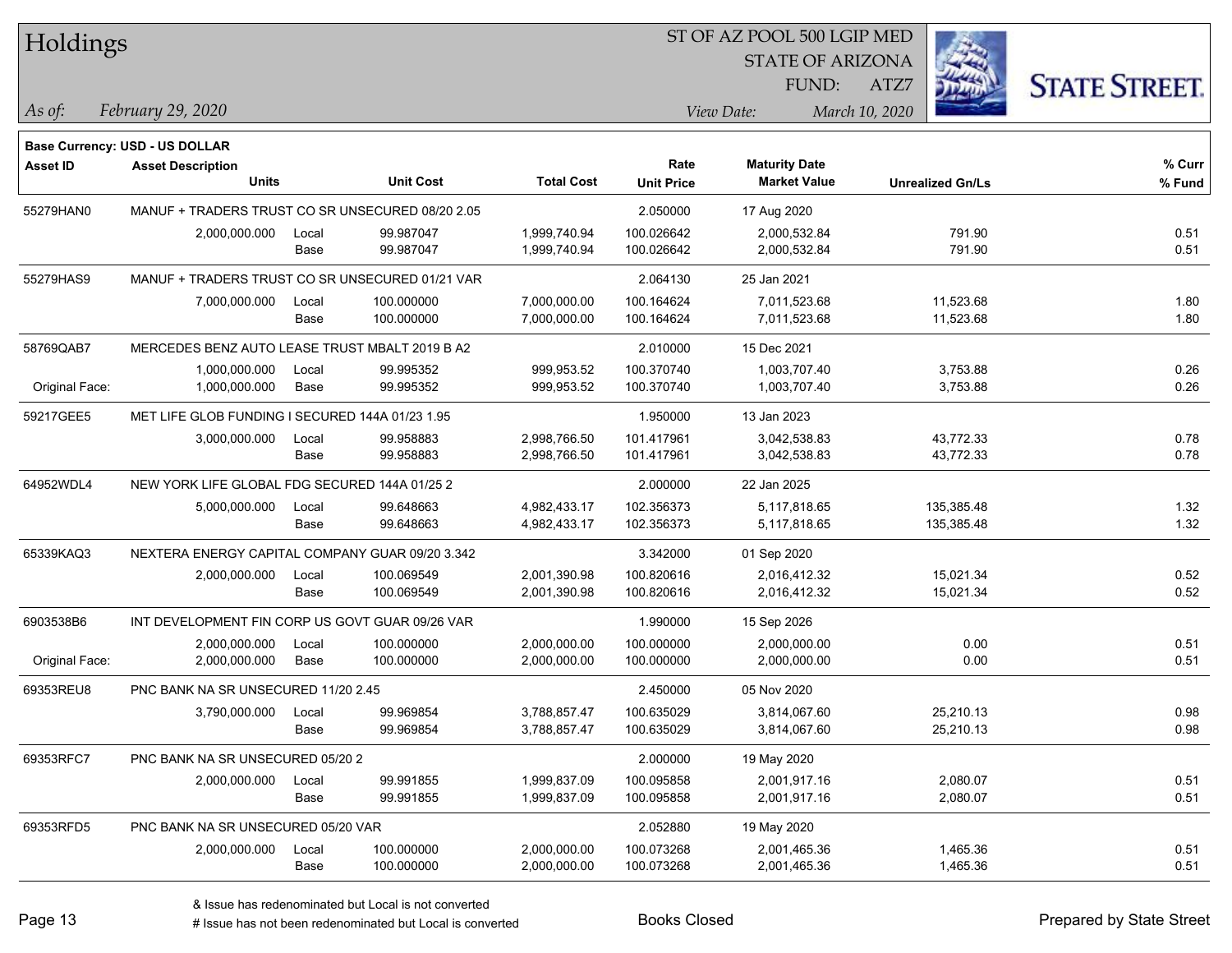# Holdings

ST OF AZ POOL 500 LGIP MED
STATE OF ARIZONA
FUND: ATZ7

*As of:* *February 29, 2020*

*View Date:* *March 10, 2020*

**Base Currency: USD - US DOLLAR**

| Asset ID | Asset Description / Units | | Unit Cost | Total Cost | Rate / Unit Price | Maturity Date / Market Value | Unrealized Gn/Ls | % Curr / % Fund |
|---|---|---|---|---|---|---|---|---|
| 55279HAN0 | MANUF + TRADERS TRUST CO SR UNSECURED 08/20 2.05 | | | | 2.050000 | 17 Aug 2020 | | |
| | 2,000,000.000 | Local | 99.987047 | 1,999,740.94 | 100.026642 | 2,000,532.84 | 791.90 | 0.51 |
| | | Base | 99.987047 | 1,999,740.94 | 100.026642 | 2,000,532.84 | 791.90 | 0.51 |
| 55279HAS9 | MANUF + TRADERS TRUST CO SR UNSECURED 01/21 VAR | | | | 2.064130 | 25 Jan 2021 | | |
| | 7,000,000.000 | Local | 100.000000 | 7,000,000.00 | 100.164624 | 7,011,523.68 | 11,523.68 | 1.80 |
| | | Base | 100.000000 | 7,000,000.00 | 100.164624 | 7,011,523.68 | 11,523.68 | 1.80 |
| 58769QAB7 | MERCEDES BENZ AUTO LEASE TRUST MBALT 2019 B A2 | | | | 2.010000 | 15 Dec 2021 | | |
| | 1,000,000.000 | Local | 99.995352 | 999,953.52 | 100.370740 | 1,003,707.40 | 3,753.88 | 0.26 |
| Original Face: | 1,000,000.000 | Base | 99.995352 | 999,953.52 | 100.370740 | 1,003,707.40 | 3,753.88 | 0.26 |
| 59217GEE5 | MET LIFE GLOB FUNDING I SECURED 144A 01/23 1.95 | | | | 1.950000 | 13 Jan 2023 | | |
| | 3,000,000.000 | Local | 99.958883 | 2,998,766.50 | 101.417961 | 3,042,538.83 | 43,772.33 | 0.78 |
| | | Base | 99.958883 | 2,998,766.50 | 101.417961 | 3,042,538.83 | 43,772.33 | 0.78 |
| 64952WDL4 | NEW YORK LIFE GLOBAL FDG SECURED 144A 01/25 2 | | | | 2.000000 | 22 Jan 2025 | | |
| | 5,000,000.000 | Local | 99.648663 | 4,982,433.17 | 102.356373 | 5,117,818.65 | 135,385.48 | 1.32 |
| | | Base | 99.648663 | 4,982,433.17 | 102.356373 | 5,117,818.65 | 135,385.48 | 1.32 |
| 65339KAQ3 | NEXTERA ENERGY CAPITAL COMPANY GUAR 09/20 3.342 | | | | 3.342000 | 01 Sep 2020 | | |
| | 2,000,000.000 | Local | 100.069549 | 2,001,390.98 | 100.820616 | 2,016,412.32 | 15,021.34 | 0.52 |
| | | Base | 100.069549 | 2,001,390.98 | 100.820616 | 2,016,412.32 | 15,021.34 | 0.52 |
| 6903538B6 | INT DEVELOPMENT FIN CORP US GOVT GUAR 09/26 VAR | | | | 1.990000 | 15 Sep 2026 | | |
| | 2,000,000.000 | Local | 100.000000 | 2,000,000.00 | 100.000000 | 2,000,000.00 | 0.00 | 0.51 |
| Original Face: | 2,000,000.000 | Base | 100.000000 | 2,000,000.00 | 100.000000 | 2,000,000.00 | 0.00 | 0.51 |
| 69353REU8 | PNC BANK NA SR UNSECURED 11/20 2.45 | | | | 2.450000 | 05 Nov 2020 | | |
| | 3,790,000.000 | Local | 99.969854 | 3,788,857.47 | 100.635029 | 3,814,067.60 | 25,210.13 | 0.98 |
| | | Base | 99.969854 | 3,788,857.47 | 100.635029 | 3,814,067.60 | 25,210.13 | 0.98 |
| 69353RFC7 | PNC BANK NA SR UNSECURED 05/20 2 | | | | 2.000000 | 19 May 2020 | | |
| | 2,000,000.000 | Local | 99.991855 | 1,999,837.09 | 100.095858 | 2,001,917.16 | 2,080.07 | 0.51 |
| | | Base | 99.991855 | 1,999,837.09 | 100.095858 | 2,001,917.16 | 2,080.07 | 0.51 |
| 69353RFD5 | PNC BANK NA SR UNSECURED 05/20 VAR | | | | 2.052880 | 19 May 2020 | | |
| | 2,000,000.000 | Local | 100.000000 | 2,000,000.00 | 100.073268 | 2,001,465.36 | 1,465.36 | 0.51 |
| | | Base | 100.000000 | 2,000,000.00 | 100.073268 | 2,001,465.36 | 1,465.36 | 0.51 |

& Issue has redenominated but Local is not converted
# Issue has not been redenominated but Local is converted

Books Closed

Prepared by State Street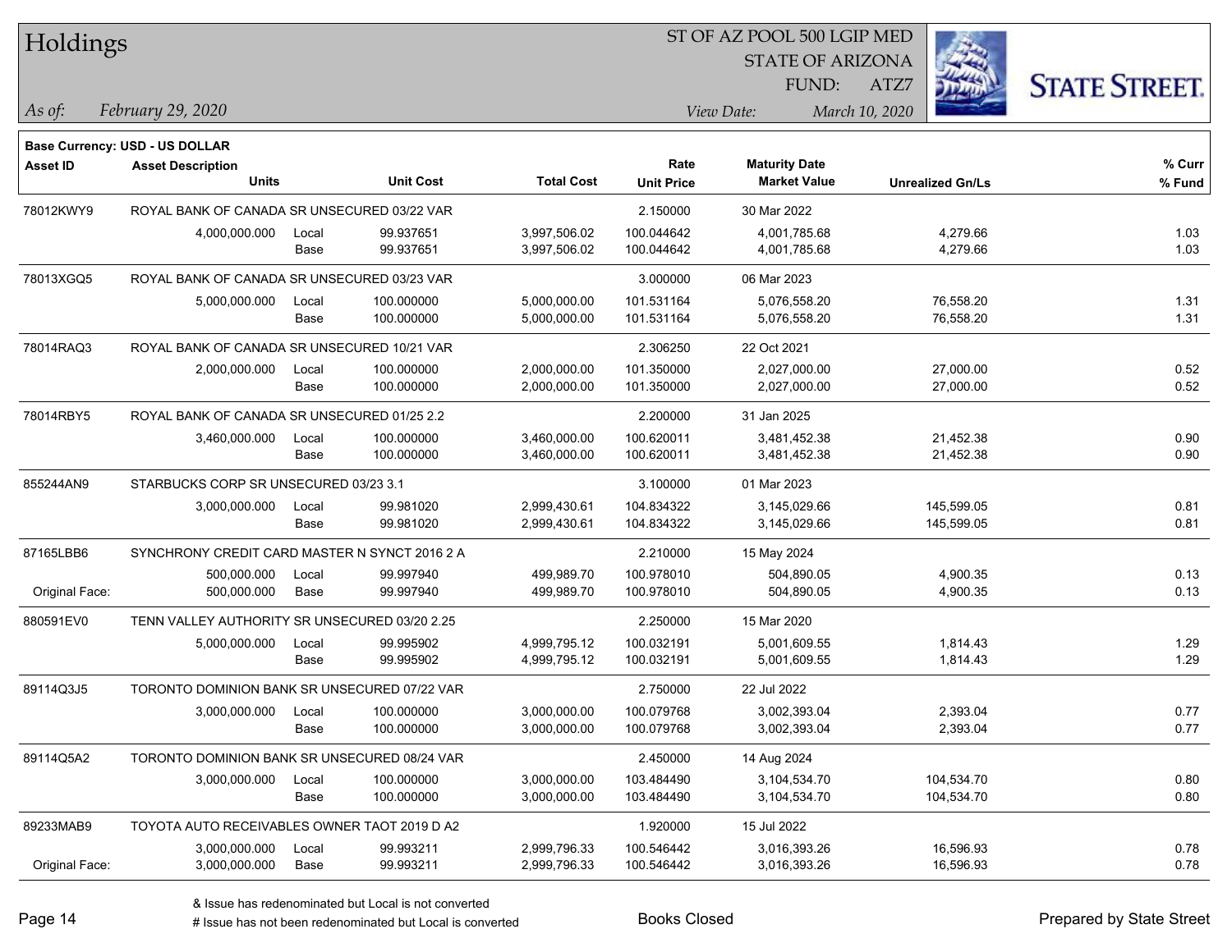# Holdings

ST OF AZ POOL 500 LGIP MED
STATE OF ARIZONA
FUND: ATZ7

*As of:* *February 29, 2020*

*View Date:* *March 10, 2020*

**Base Currency: USD - US DOLLAR**

| Asset ID | Asset Description / Units | | Unit Cost | Total Cost | Rate / Unit Price | Maturity Date / Market Value | Unrealized Gn/Ls | % Curr / % Fund |
|---|---|---|---|---|---|---|---|---|
| 78012KWY9 | ROYAL BANK OF CANADA SR UNSECURED 03/22 VAR | | | | 2.150000 | 30 Mar 2022 | | |
| | 4,000,000.000 | Local | 99.937651 | 3,997,506.02 | 100.044642 | 4,001,785.68 | 4,279.66 | 1.03 |
| | | Base | 99.937651 | 3,997,506.02 | 100.044642 | 4,001,785.68 | 4,279.66 | 1.03 |
| 78013XGQ5 | ROYAL BANK OF CANADA SR UNSECURED 03/23 VAR | | | | 3.000000 | 06 Mar 2023 | | |
| | 5,000,000.000 | Local | 100.000000 | 5,000,000.00 | 101.531164 | 5,076,558.20 | 76,558.20 | 1.31 |
| | | Base | 100.000000 | 5,000,000.00 | 101.531164 | 5,076,558.20 | 76,558.20 | 1.31 |
| 78014RAQ3 | ROYAL BANK OF CANADA SR UNSECURED 10/21 VAR | | | | 2.306250 | 22 Oct 2021 | | |
| | 2,000,000.000 | Local | 100.000000 | 2,000,000.00 | 101.350000 | 2,027,000.00 | 27,000.00 | 0.52 |
| | | Base | 100.000000 | 2,000,000.00 | 101.350000 | 2,027,000.00 | 27,000.00 | 0.52 |
| 78014RBY5 | ROYAL BANK OF CANADA SR UNSECURED 01/25 2.2 | | | | 2.200000 | 31 Jan 2025 | | |
| | 3,460,000.000 | Local | 100.000000 | 3,460,000.00 | 100.620011 | 3,481,452.38 | 21,452.38 | 0.90 |
| | | Base | 100.000000 | 3,460,000.00 | 100.620011 | 3,481,452.38 | 21,452.38 | 0.90 |
| 855244AN9 | STARBUCKS CORP SR UNSECURED 03/23 3.1 | | | | 3.100000 | 01 Mar 2023 | | |
| | 3,000,000.000 | Local | 99.981020 | 2,999,430.61 | 104.834322 | 3,145,029.66 | 145,599.05 | 0.81 |
| | | Base | 99.981020 | 2,999,430.61 | 104.834322 | 3,145,029.66 | 145,599.05 | 0.81 |
| 87165LBB6 | SYNCHRONY CREDIT CARD MASTER N SYNCT 2016 2 A | | | | 2.210000 | 15 May 2024 | | |
| | 500,000.000 | Local | 99.997940 | 499,989.70 | 100.978010 | 504,890.05 | 4,900.35 | 0.13 |
| Original Face: | 500,000.000 | Base | 99.997940 | 499,989.70 | 100.978010 | 504,890.05 | 4,900.35 | 0.13 |
| 880591EV0 | TENN VALLEY AUTHORITY SR UNSECURED 03/20 2.25 | | | | 2.250000 | 15 Mar 2020 | | |
| | 5,000,000.000 | Local | 99.995902 | 4,999,795.12 | 100.032191 | 5,001,609.55 | 1,814.43 | 1.29 |
| | | Base | 99.995902 | 4,999,795.12 | 100.032191 | 5,001,609.55 | 1,814.43 | 1.29 |
| 89114Q3J5 | TORONTO DOMINION BANK SR UNSECURED 07/22 VAR | | | | 2.750000 | 22 Jul 2022 | | |
| | 3,000,000.000 | Local | 100.000000 | 3,000,000.00 | 100.079768 | 3,002,393.04 | 2,393.04 | 0.77 |
| | | Base | 100.000000 | 3,000,000.00 | 100.079768 | 3,002,393.04 | 2,393.04 | 0.77 |
| 89114Q5A2 | TORONTO DOMINION BANK SR UNSECURED 08/24 VAR | | | | 2.450000 | 14 Aug 2024 | | |
| | 3,000,000.000 | Local | 100.000000 | 3,000,000.00 | 103.484490 | 3,104,534.70 | 104,534.70 | 0.80 |
| | | Base | 100.000000 | 3,000,000.00 | 103.484490 | 3,104,534.70 | 104,534.70 | 0.80 |
| 89233MAB9 | TOYOTA AUTO RECEIVABLES OWNER TAOT 2019 D A2 | | | | 1.920000 | 15 Jul 2022 | | |
| | 3,000,000.000 | Local | 99.993211 | 2,999,796.33 | 100.546442 | 3,016,393.26 | 16,596.93 | 0.78 |
| Original Face: | 3,000,000.000 | Base | 99.993211 | 2,999,796.33 | 100.546442 | 3,016,393.26 | 16,596.93 | 0.78 |

& Issue has redenominated but Local is not converted
# Issue has not been redenominated but Local is converted

Books Closed

Prepared by State Street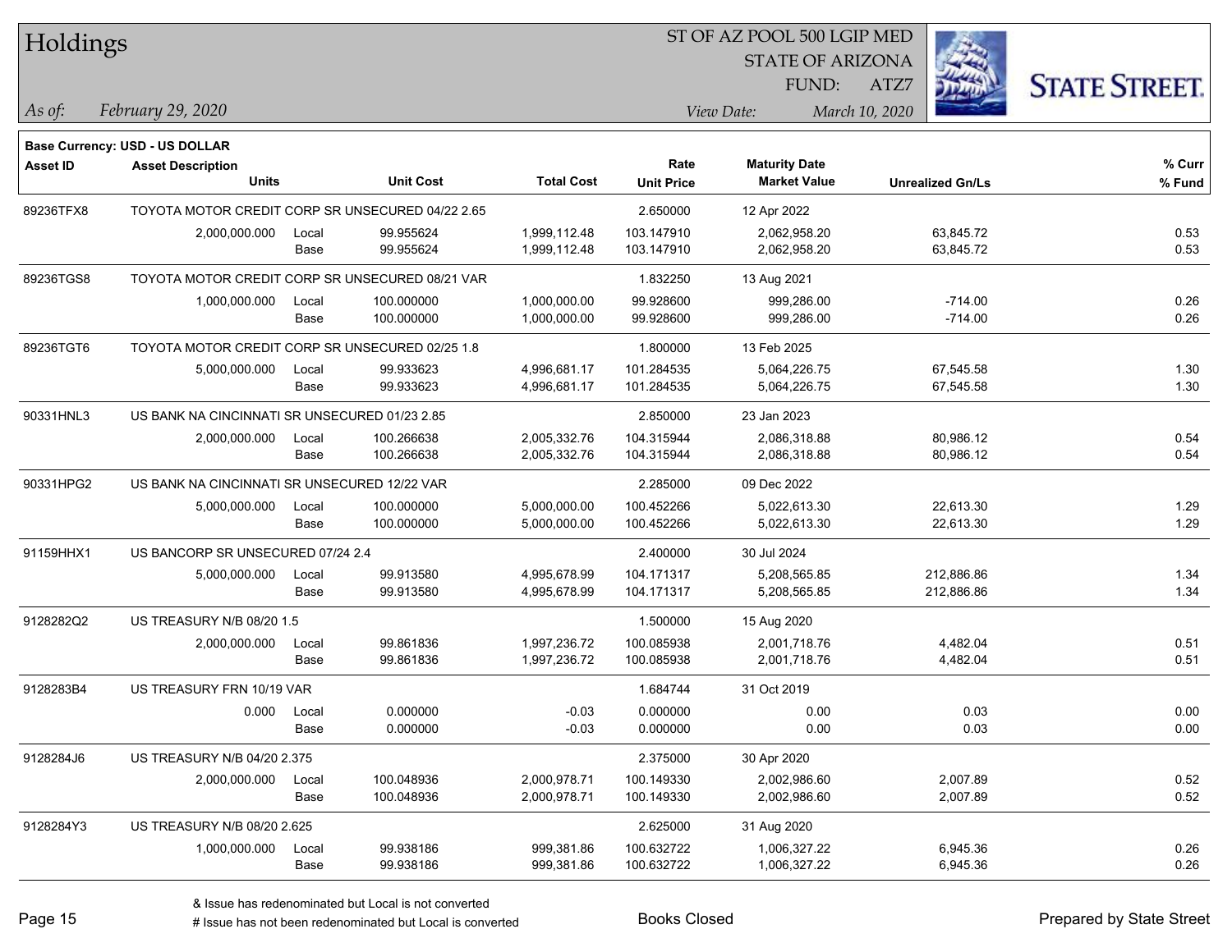# Holdings

ST OF AZ POOL 500 LGIP MED
STATE OF ARIZONA
FUND: ATZ7

*As of:* *February 29, 2020*
*View Date:* *March 10, 2020*

**Base Currency: USD - US DOLLAR**

| Asset ID | Asset Description / Units | | Unit Cost | Total Cost | Rate / Unit Price | Maturity Date / Market Value | Unrealized Gn/Ls | % Curr / % Fund |
|---|---|---|---|---|---|---|---|---|
| 89236TFX8 | TOYOTA MOTOR CREDIT CORP SR UNSECURED 04/22 2.65 | | | | 2.650000 | 12 Apr 2022 | | |
| | 2,000,000.000 | Local | 99.955624 | 1,999,112.48 | 103.147910 | 2,062,958.20 | 63,845.72 | 0.53 |
| | | Base | 99.955624 | 1,999,112.48 | 103.147910 | 2,062,958.20 | 63,845.72 | 0.53 |
| 89236TGS8 | TOYOTA MOTOR CREDIT CORP SR UNSECURED 08/21 VAR | | | | 1.832250 | 13 Aug 2021 | | |
| | 1,000,000.000 | Local | 100.000000 | 1,000,000.00 | 99.928600 | 999,286.00 | -714.00 | 0.26 |
| | | Base | 100.000000 | 1,000,000.00 | 99.928600 | 999,286.00 | -714.00 | 0.26 |
| 89236TGT6 | TOYOTA MOTOR CREDIT CORP SR UNSECURED 02/25 1.8 | | | | 1.800000 | 13 Feb 2025 | | |
| | 5,000,000.000 | Local | 99.933623 | 4,996,681.17 | 101.284535 | 5,064,226.75 | 67,545.58 | 1.30 |
| | | Base | 99.933623 | 4,996,681.17 | 101.284535 | 5,064,226.75 | 67,545.58 | 1.30 |
| 90331HNL3 | US BANK NA CINCINNATI SR UNSECURED 01/23 2.85 | | | | 2.850000 | 23 Jan 2023 | | |
| | 2,000,000.000 | Local | 100.266638 | 2,005,332.76 | 104.315944 | 2,086,318.88 | 80,986.12 | 0.54 |
| | | Base | 100.266638 | 2,005,332.76 | 104.315944 | 2,086,318.88 | 80,986.12 | 0.54 |
| 90331HPG2 | US BANK NA CINCINNATI SR UNSECURED 12/22 VAR | | | | 2.285000 | 09 Dec 2022 | | |
| | 5,000,000.000 | Local | 100.000000 | 5,000,000.00 | 100.452266 | 5,022,613.30 | 22,613.30 | 1.29 |
| | | Base | 100.000000 | 5,000,000.00 | 100.452266 | 5,022,613.30 | 22,613.30 | 1.29 |
| 91159HHX1 | US BANCORP SR UNSECURED 07/24 2.4 | | | | 2.400000 | 30 Jul 2024 | | |
| | 5,000,000.000 | Local | 99.913580 | 4,995,678.99 | 104.171317 | 5,208,565.85 | 212,886.86 | 1.34 |
| | | Base | 99.913580 | 4,995,678.99 | 104.171317 | 5,208,565.85 | 212,886.86 | 1.34 |
| 9128282Q2 | US TREASURY N/B 08/20 1.5 | | | | 1.500000 | 15 Aug 2020 | | |
| | 2,000,000.000 | Local | 99.861836 | 1,997,236.72 | 100.085938 | 2,001,718.76 | 4,482.04 | 0.51 |
| | | Base | 99.861836 | 1,997,236.72 | 100.085938 | 2,001,718.76 | 4,482.04 | 0.51 |
| 9128283B4 | US TREASURY FRN 10/19 VAR | | | | 1.684744 | 31 Oct 2019 | | |
| | 0.000 | Local | 0.000000 | -0.03 | 0.000000 | 0.00 | 0.03 | 0.00 |
| | | Base | 0.000000 | -0.03 | 0.000000 | 0.00 | 0.03 | 0.00 |
| 9128284J6 | US TREASURY N/B 04/20 2.375 | | | | 2.375000 | 30 Apr 2020 | | |
| | 2,000,000.000 | Local | 100.048936 | 2,000,978.71 | 100.149330 | 2,002,986.60 | 2,007.89 | 0.52 |
| | | Base | 100.048936 | 2,000,978.71 | 100.149330 | 2,002,986.60 | 2,007.89 | 0.52 |
| 9128284Y3 | US TREASURY N/B 08/20 2.625 | | | | 2.625000 | 31 Aug 2020 | | |
| | 1,000,000.000 | Local | 99.938186 | 999,381.86 | 100.632722 | 1,006,327.22 | 6,945.36 | 0.26 |
| | | Base | 99.938186 | 999,381.86 | 100.632722 | 1,006,327.22 | 6,945.36 | 0.26 |

& Issue has redenominated but Local is not converted
# Issue has not been redenominated but Local is converted

Books Closed

Prepared by State Street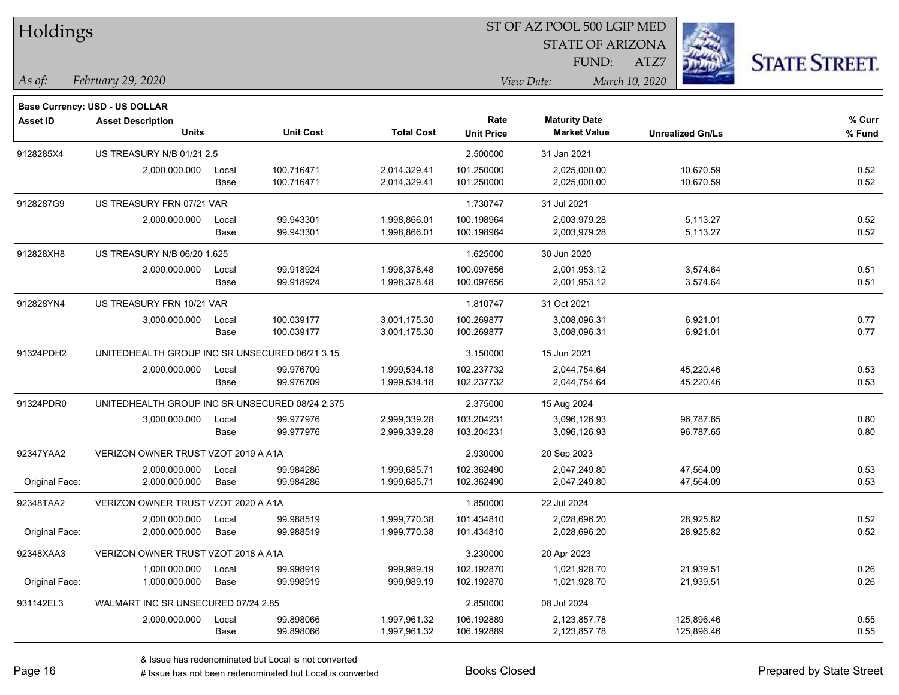# Holdings

ST OF AZ POOL 500 LGIP MED
STATE OF ARIZONA
FUND: ATZ7

*As of:* *February 29, 2020*

*View Date:* *March 10, 2020*

**Base Currency: USD - US DOLLAR**

| Asset ID | Asset Description / Units | | Unit Cost | Total Cost | Rate / Unit Price | Maturity Date / Market Value | Unrealized Gn/Ls | % Curr / % Fund |
|---|---|---|---|---|---|---|---|---|
| 9128285X4 | US TREASURY N/B 01/21 2.5 | | | | 2.500000 | 31 Jan 2021 | | |
| | 2,000,000.000 | Local | 100.716471 | 2,014,329.41 | 101.250000 | 2,025,000.00 | 10,670.59 | 0.52 |
| | | Base | 100.716471 | 2,014,329.41 | 101.250000 | 2,025,000.00 | 10,670.59 | 0.52 |
| 9128287G9 | US TREASURY FRN 07/21 VAR | | | | 1.730747 | 31 Jul 2021 | | |
| | 2,000,000.000 | Local | 99.943301 | 1,998,866.01 | 100.198964 | 2,003,979.28 | 5,113.27 | 0.52 |
| | | Base | 99.943301 | 1,998,866.01 | 100.198964 | 2,003,979.28 | 5,113.27 | 0.52 |
| 912828XH8 | US TREASURY N/B 06/20 1.625 | | | | 1.625000 | 30 Jun 2020 | | |
| | 2,000,000.000 | Local | 99.918924 | 1,998,378.48 | 100.097656 | 2,001,953.12 | 3,574.64 | 0.51 |
| | | Base | 99.918924 | 1,998,378.48 | 100.097656 | 2,001,953.12 | 3,574.64 | 0.51 |
| 912828YN4 | US TREASURY FRN 10/21 VAR | | | | 1.810747 | 31 Oct 2021 | | |
| | 3,000,000.000 | Local | 100.039177 | 3,001,175.30 | 100.269877 | 3,008,096.31 | 6,921.01 | 0.77 |
| | | Base | 100.039177 | 3,001,175.30 | 100.269877 | 3,008,096.31 | 6,921.01 | 0.77 |
| 91324PDH2 | UNITEDHEALTH GROUP INC SR UNSECURED 06/21 3.15 | | | | 3.150000 | 15 Jun 2021 | | |
| | 2,000,000.000 | Local | 99.976709 | 1,999,534.18 | 102.237732 | 2,044,754.64 | 45,220.46 | 0.53 |
| | | Base | 99.976709 | 1,999,534.18 | 102.237732 | 2,044,754.64 | 45,220.46 | 0.53 |
| 91324PDR0 | UNITEDHEALTH GROUP INC SR UNSECURED 08/24 2.375 | | | | 2.375000 | 15 Aug 2024 | | |
| | 3,000,000.000 | Local | 99.977976 | 2,999,339.28 | 103.204231 | 3,096,126.93 | 96,787.65 | 0.80 |
| | | Base | 99.977976 | 2,999,339.28 | 103.204231 | 3,096,126.93 | 96,787.65 | 0.80 |
| 92347YAA2 | VERIZON OWNER TRUST VZOT 2019 A A1A | | | | 2.930000 | 20 Sep 2023 | | |
| | 2,000,000.000 | Local | 99.984286 | 1,999,685.71 | 102.362490 | 2,047,249.80 | 47,564.09 | 0.53 |
| Original Face: | 2,000,000.000 | Base | 99.984286 | 1,999,685.71 | 102.362490 | 2,047,249.80 | 47,564.09 | 0.53 |
| 92348TAA2 | VERIZON OWNER TRUST VZOT 2020 A A1A | | | | 1.850000 | 22 Jul 2024 | | |
| | 2,000,000.000 | Local | 99.988519 | 1,999,770.38 | 101.434810 | 2,028,696.20 | 28,925.82 | 0.52 |
| Original Face: | 2,000,000.000 | Base | 99.988519 | 1,999,770.38 | 101.434810 | 2,028,696.20 | 28,925.82 | 0.52 |
| 92348XAA3 | VERIZON OWNER TRUST VZOT 2018 A A1A | | | | 3.230000 | 20 Apr 2023 | | |
| | 1,000,000.000 | Local | 99.998919 | 999,989.19 | 102.192870 | 1,021,928.70 | 21,939.51 | 0.26 |
| Original Face: | 1,000,000.000 | Base | 99.998919 | 999,989.19 | 102.192870 | 1,021,928.70 | 21,939.51 | 0.26 |
| 931142EL3 | WALMART INC SR UNSECURED 07/24 2.85 | | | | 2.850000 | 08 Jul 2024 | | |
| | 2,000,000.000 | Local | 99.898066 | 1,997,961.32 | 106.192889 | 2,123,857.78 | 125,896.46 | 0.55 |
| | | Base | 99.898066 | 1,997,961.32 | 106.192889 | 2,123,857.78 | 125,896.46 | 0.55 |

& Issue has redenominated but Local is not converted
# Issue has not been redenominated but Local is converted

Books Closed

Prepared by State Street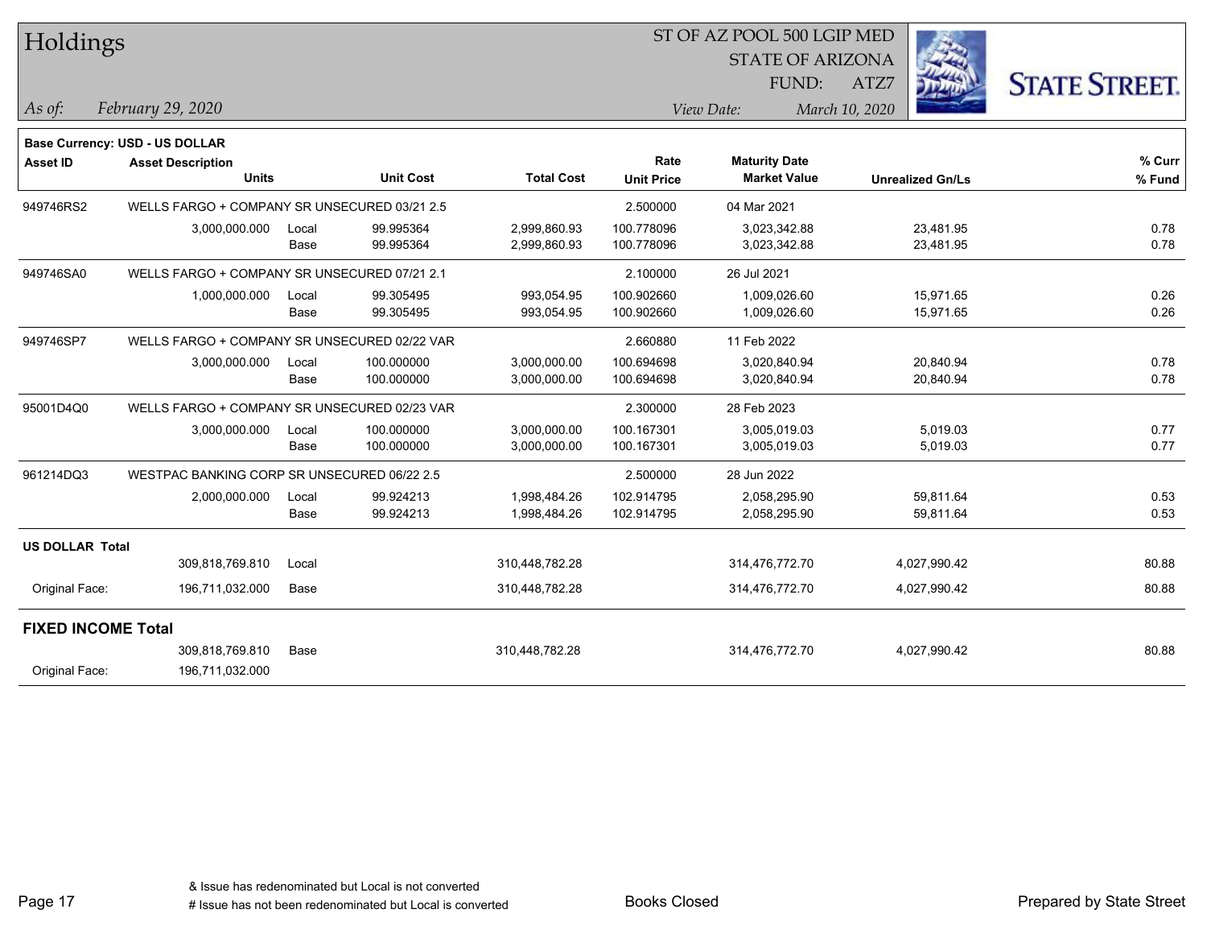# Holdings

ST OF AZ POOL 500 LGIP MED
STATE OF ARIZONA
FUND: ATZ7

*As of:* *February 29, 2020*

*View Date:* *March 10, 2020*

STATE STREET.

**Base Currency: USD - US DOLLAR**

| Asset ID | Asset Description / Units | | Unit Cost | Total Cost | Rate / Unit Price | Maturity Date / Market Value | Unrealized Gn/Ls | % Curr / % Fund |
|---|---|---|---|---|---|---|---|---|
| 949746RS2 | WELLS FARGO + COMPANY SR UNSECURED 03/21 2.5 | | | | 2.500000 | 04 Mar 2021 | | |
| | 3,000,000.000 | Local | 99.995364 | 2,999,860.93 | 100.778096 | 3,023,342.88 | 23,481.95 | 0.78 |
| | | Base | 99.995364 | 2,999,860.93 | 100.778096 | 3,023,342.88 | 23,481.95 | 0.78 |
| 949746SA0 | WELLS FARGO + COMPANY SR UNSECURED 07/21 2.1 | | | | 2.100000 | 26 Jul 2021 | | |
| | 1,000,000.000 | Local | 99.305495 | 993,054.95 | 100.902660 | 1,009,026.60 | 15,971.65 | 0.26 |
| | | Base | 99.305495 | 993,054.95 | 100.902660 | 1,009,026.60 | 15,971.65 | 0.26 |
| 949746SP7 | WELLS FARGO + COMPANY SR UNSECURED 02/22 VAR | | | | 2.660880 | 11 Feb 2022 | | |
| | 3,000,000.000 | Local | 100.000000 | 3,000,000.00 | 100.694698 | 3,020,840.94 | 20,840.94 | 0.78 |
| | | Base | 100.000000 | 3,000,000.00 | 100.694698 | 3,020,840.94 | 20,840.94 | 0.78 |
| 95001D4Q0 | WELLS FARGO + COMPANY SR UNSECURED 02/23 VAR | | | | 2.300000 | 28 Feb 2023 | | |
| | 3,000,000.000 | Local | 100.000000 | 3,000,000.00 | 100.167301 | 3,005,019.03 | 5,019.03 | 0.77 |
| | | Base | 100.000000 | 3,000,000.00 | 100.167301 | 3,005,019.03 | 5,019.03 | 0.77 |
| 961214DQ3 | WESTPAC BANKING CORP SR UNSECURED 06/22 2.5 | | | | 2.500000 | 28 Jun 2022 | | |
| | 2,000,000.000 | Local | 99.924213 | 1,998,484.26 | 102.914795 | 2,058,295.90 | 59,811.64 | 0.53 |
| | | Base | 99.924213 | 1,998,484.26 | 102.914795 | 2,058,295.90 | 59,811.64 | 0.53 |
| **US DOLLAR Total** | | | | | | | | |
| | 309,818,769.810 | Local | | 310,448,782.28 | | 314,476,772.70 | 4,027,990.42 | 80.88 |
| Original Face: | 196,711,032.000 | Base | | 310,448,782.28 | | 314,476,772.70 | 4,027,990.42 | 80.88 |
| **FIXED INCOME Total** | | | | | | | | |
| | 309,818,769.810 | Base | | 310,448,782.28 | | 314,476,772.70 | 4,027,990.42 | 80.88 |
| Original Face: | 196,711,032.000 | | | | | | | |

& Issue has redenominated but Local is not converted
# Issue has not been redenominated but Local is converted

Books Closed

Prepared by State Street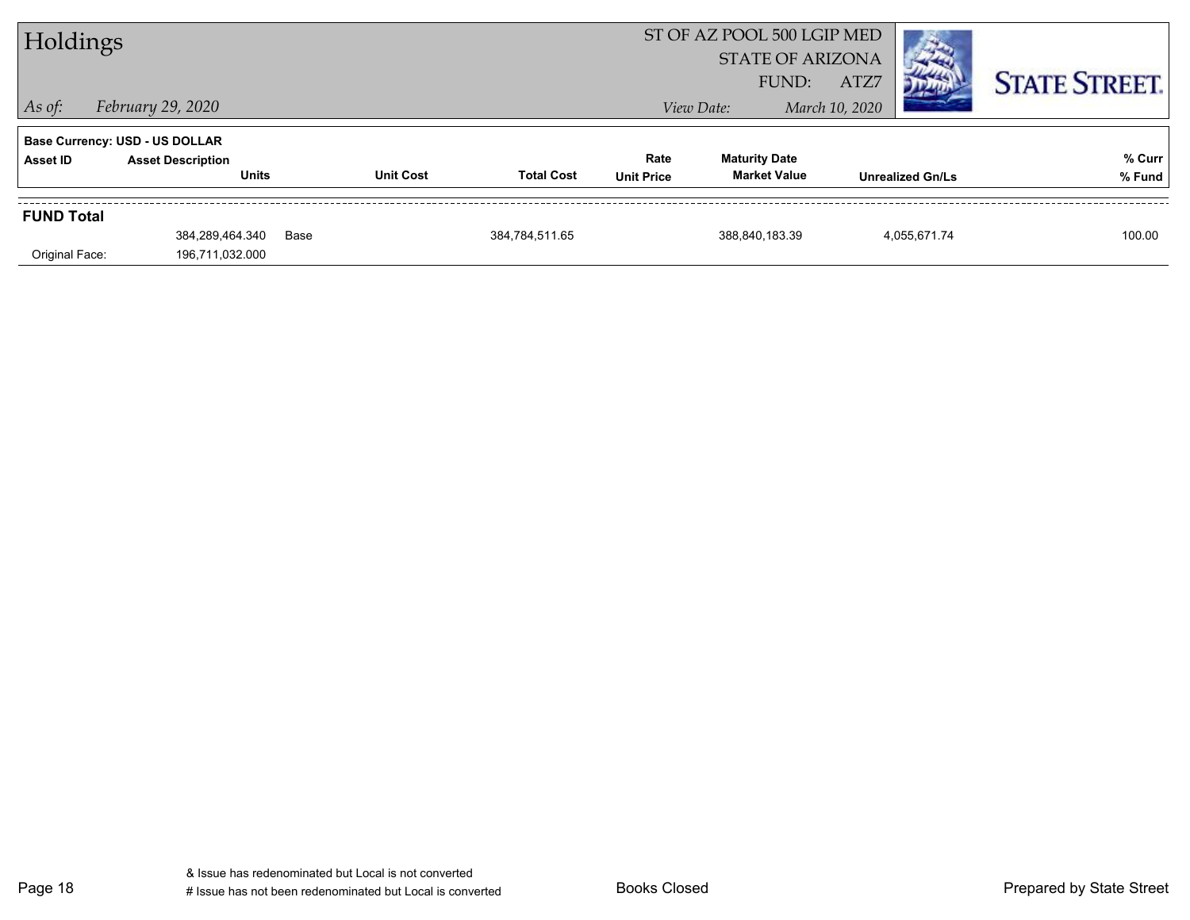# Holdings

*As of:* *February 29, 2020*

ST OF AZ POOL 500 LGIP MED
STATE OF ARIZONA
FUND: ATZ7

*View Date:* *March 10, 2020*

**STATE STREET.**

**Base Currency: USD - US DOLLAR**

| Asset ID | Asset Description / Units | | Unit Cost | Total Cost | Rate / Unit Price | Maturity Date / Market Value | Unrealized Gn/Ls | % Curr / % Fund |
|---|---|---|---|---|---|---|---|---|
| **FUND Total** | | | | | | | | |
| | 384,289,464.340 | Base | | 384,784,511.65 | | 388,840,183.39 | 4,055,671.74 | 100.00 |
| Original Face: | 196,711,032.000 | | | | | | | |

& Issue has redenominated but Local is not converted
# Issue has not been redenominated but Local is converted

Books Closed

Prepared by State Street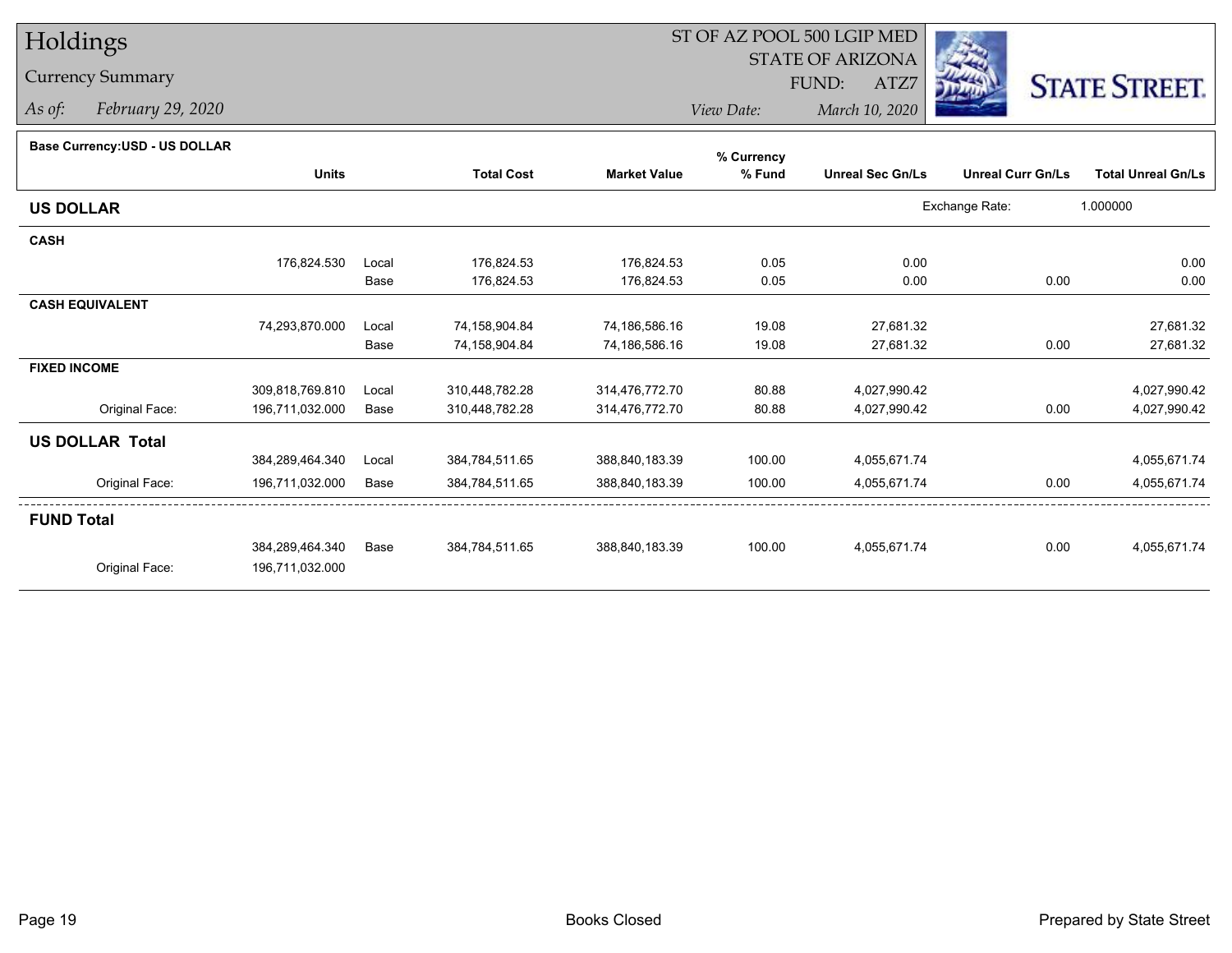# Holdings

## Currency Summary

*As of:* *February 29, 2020*

ST OF AZ POOL 500 LGIP MED
STATE OF ARIZONA
FUND: ATZ7
*View Date:* *March 10, 2020*

STATE STREET.

**Base Currency:USD - US DOLLAR**

| | Units | | Total Cost | Market Value | % Currency % Fund | Unreal Sec Gn/Ls | Unreal Curr Gn/Ls | Total Unreal Gn/Ls |
|---|---|---|---|---|---|---|---|---|
| **US DOLLAR** | | | | | | | Exchange Rate: | 1.000000 |
| **CASH** | | | | | | | | |
| | 176,824.530 | Local | 176,824.53 | 176,824.53 | 0.05 | 0.00 | | 0.00 |
| | | Base | 176,824.53 | 176,824.53 | 0.05 | 0.00 | 0.00 | 0.00 |
| **CASH EQUIVALENT** | | | | | | | | |
| | 74,293,870.000 | Local | 74,158,904.84 | 74,186,586.16 | 19.08 | 27,681.32 | | 27,681.32 |
| | | Base | 74,158,904.84 | 74,186,586.16 | 19.08 | 27,681.32 | 0.00 | 27,681.32 |
| **FIXED INCOME** | | | | | | | | |
| | 309,818,769.810 | Local | 310,448,782.28 | 314,476,772.70 | 80.88 | 4,027,990.42 | | 4,027,990.42 |
| Original Face: | 196,711,032.000 | Base | 310,448,782.28 | 314,476,772.70 | 80.88 | 4,027,990.42 | 0.00 | 4,027,990.42 |
| **US DOLLAR Total** | | | | | | | | |
| | 384,289,464.340 | Local | 384,784,511.65 | 388,840,183.39 | 100.00 | 4,055,671.74 | | 4,055,671.74 |
| Original Face: | 196,711,032.000 | Base | 384,784,511.65 | 388,840,183.39 | 100.00 | 4,055,671.74 | 0.00 | 4,055,671.74 |
| **FUND Total** | | | | | | | | |
| | 384,289,464.340 | Base | 384,784,511.65 | 388,840,183.39 | 100.00 | 4,055,671.74 | 0.00 | 4,055,671.74 |
| Original Face: | 196,711,032.000 | | | | | | | |

Books Closed

Prepared by State Street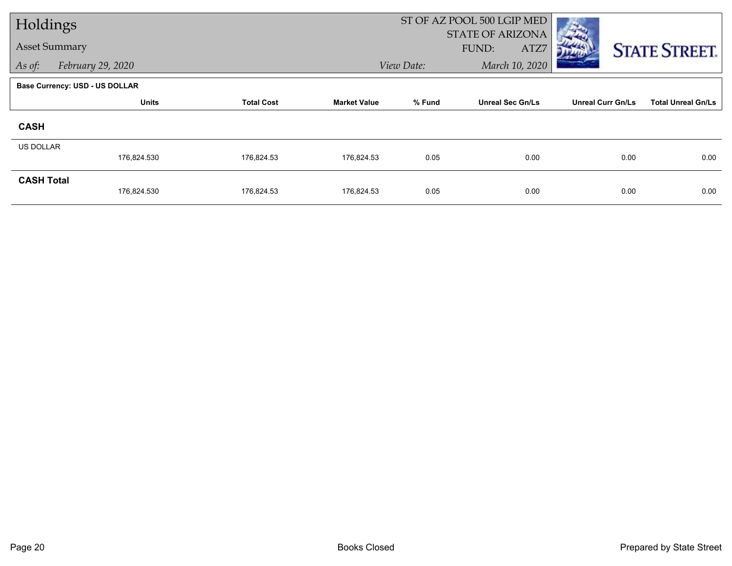# Holdings

## Asset Summary

*As of:* *February 29, 2020*

ST OF AZ POOL 500 LGIP MED
STATE OF ARIZONA
FUND: ATZ7

*View Date:* *March 10, 2020*

**Base Currency: USD - US DOLLAR**

| | Units | Total Cost | Market Value | % Fund | Unreal Sec Gn/Ls | Unreal Curr Gn/Ls | Total Unreal Gn/Ls |
|---|---|---|---|---|---|---|---|
| **CASH** | | | | | | | |
| US DOLLAR | 176,824.530 | 176,824.53 | 176,824.53 | 0.05 | 0.00 | 0.00 | 0.00 |
| **CASH Total** | 176,824.530 | 176,824.53 | 176,824.53 | 0.05 | 0.00 | 0.00 | 0.00 |

Books Closed

Prepared by State Street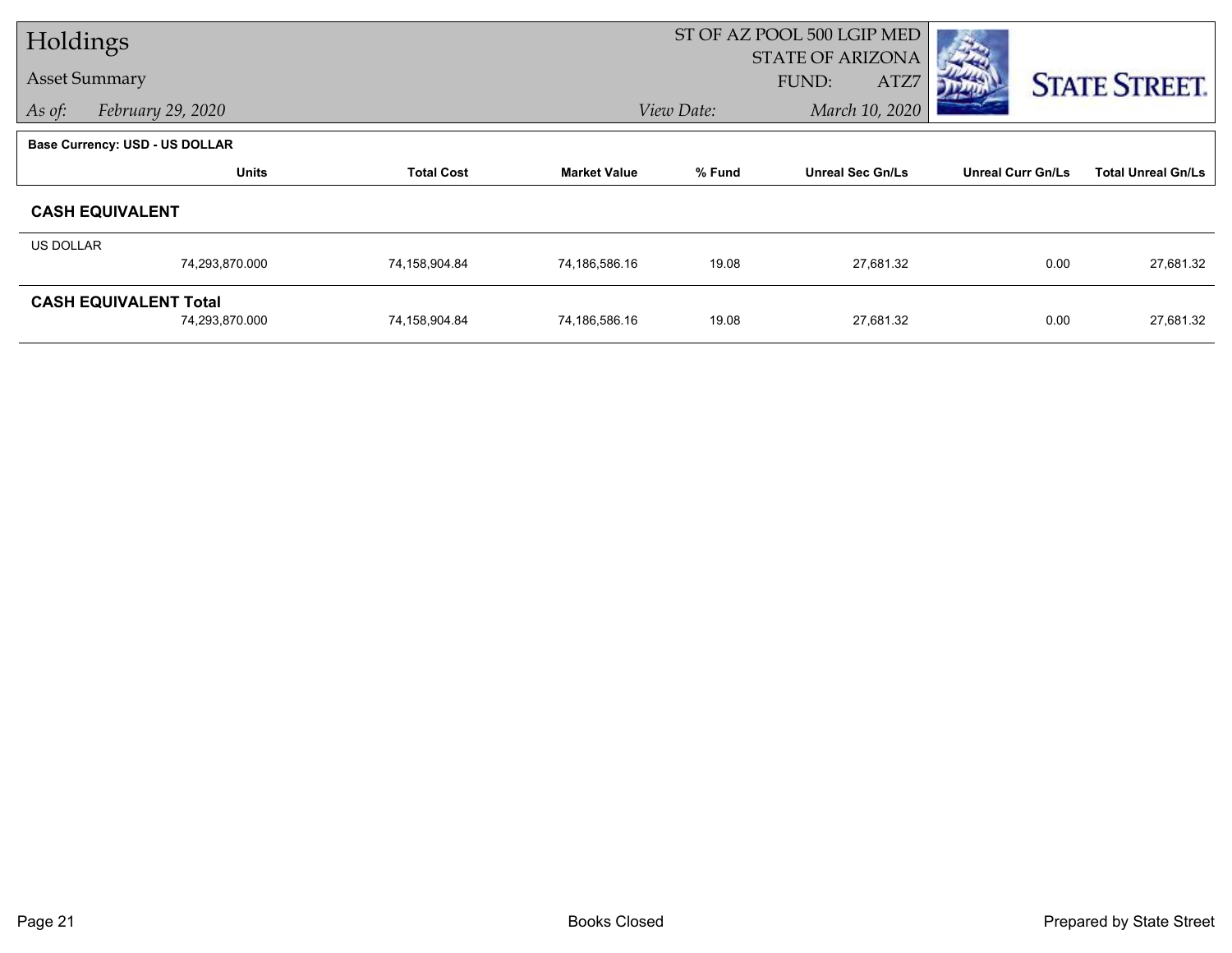# Holdings

**Asset Summary**

*As of:* *February 29, 2020*

ST OF AZ POOL 500 LGIP MED
STATE OF ARIZONA
FUND: ATZ7

*View Date:* *March 10, 2020*

**Base Currency: USD - US DOLLAR**

| | Units | Total Cost | Market Value | % Fund | Unreal Sec Gn/Ls | Unreal Curr Gn/Ls | Total Unreal Gn/Ls |
|---|---|---|---|---|---|---|---|
| **CASH EQUIVALENT** | | | | | | | |
| US DOLLAR | 74,293,870.000 | 74,158,904.84 | 74,186,586.16 | 19.08 | 27,681.32 | 0.00 | 27,681.32 |
| **CASH EQUIVALENT Total** | 74,293,870.000 | 74,158,904.84 | 74,186,586.16 | 19.08 | 27,681.32 | 0.00 | 27,681.32 |

Books Closed

Prepared by State Street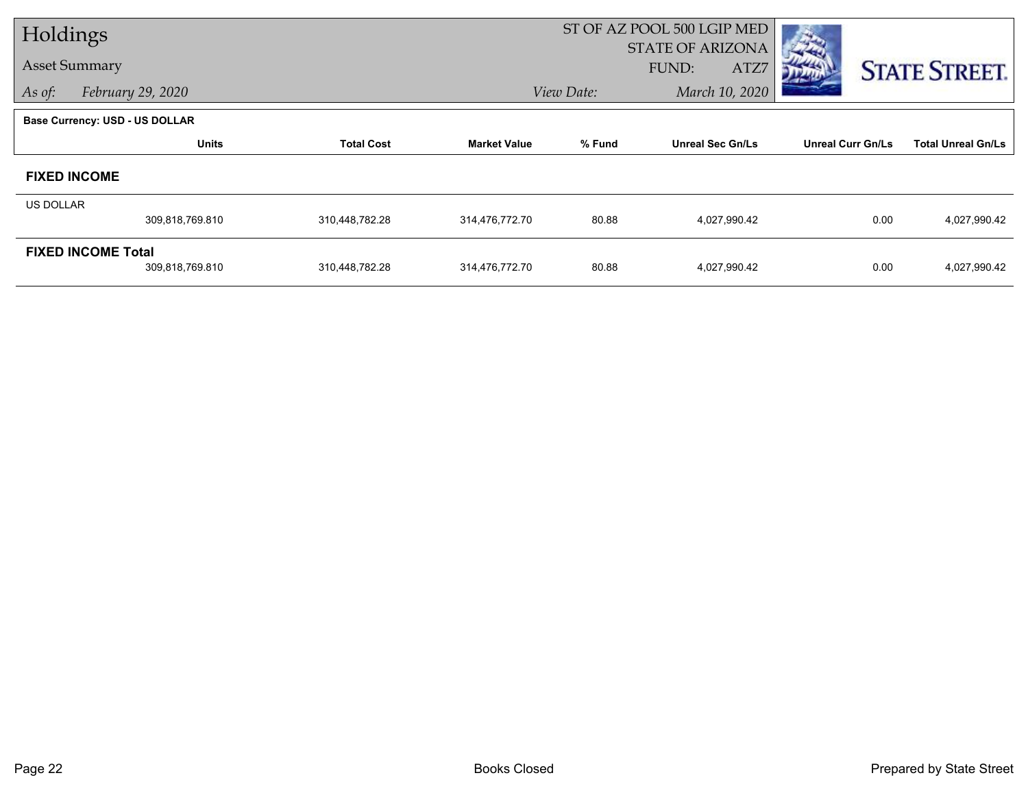# Holdings

## Asset Summary

*As of:* February 29, 2020

ST OF AZ POOL 500 LGIP MED
STATE OF ARIZONA
FUND: ATZ7
*View Date:* March 10, 2020

STATE STREET.

**Base Currency: USD - US DOLLAR**

| | Units | Total Cost | Market Value | % Fund | Unreal Sec Gn/Ls | Unreal Curr Gn/Ls | Total Unreal Gn/Ls |
|---|---|---|---|---|---|---|---|
| **FIXED INCOME** | | | | | | | |
| US DOLLAR | 309,818,769.810 | 310,448,782.28 | 314,476,772.70 | 80.88 | 4,027,990.42 | 0.00 | 4,027,990.42 |
| **FIXED INCOME Total** | 309,818,769.810 | 310,448,782.28 | 314,476,772.70 | 80.88 | 4,027,990.42 | 0.00 | 4,027,990.42 |

Books Closed

Prepared by State Street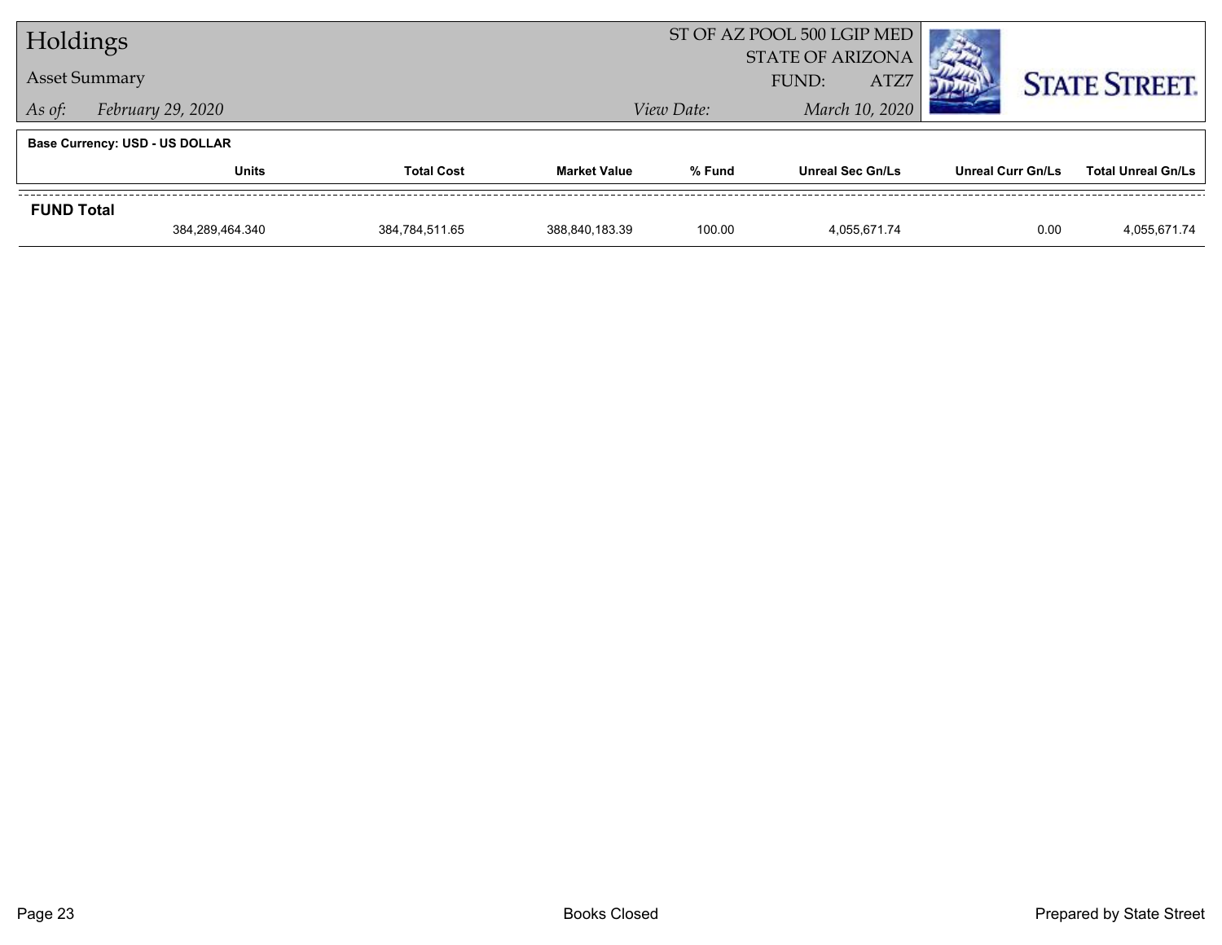# Holdings

**Asset Summary**

*As of:* *February 29, 2020*

ST OF AZ POOL 500 LGIP MED
STATE OF ARIZONA
FUND: ATZ7
*View Date:* *March 10, 2020*

STATE STREET.

**Base Currency: USD - US DOLLAR**

| | Units | Total Cost | Market Value | % Fund | Unreal Sec Gn/Ls | Unreal Curr Gn/Ls | Total Unreal Gn/Ls |
|---|---|---|---|---|---|---|---|
| **FUND Total** | | | | | | | |
| | 384,289,464.340 | 384,784,511.65 | 388,840,183.39 | 100.00 | 4,055,671.74 | 0.00 | 4,055,671.74 |

Books Closed

Prepared by State Street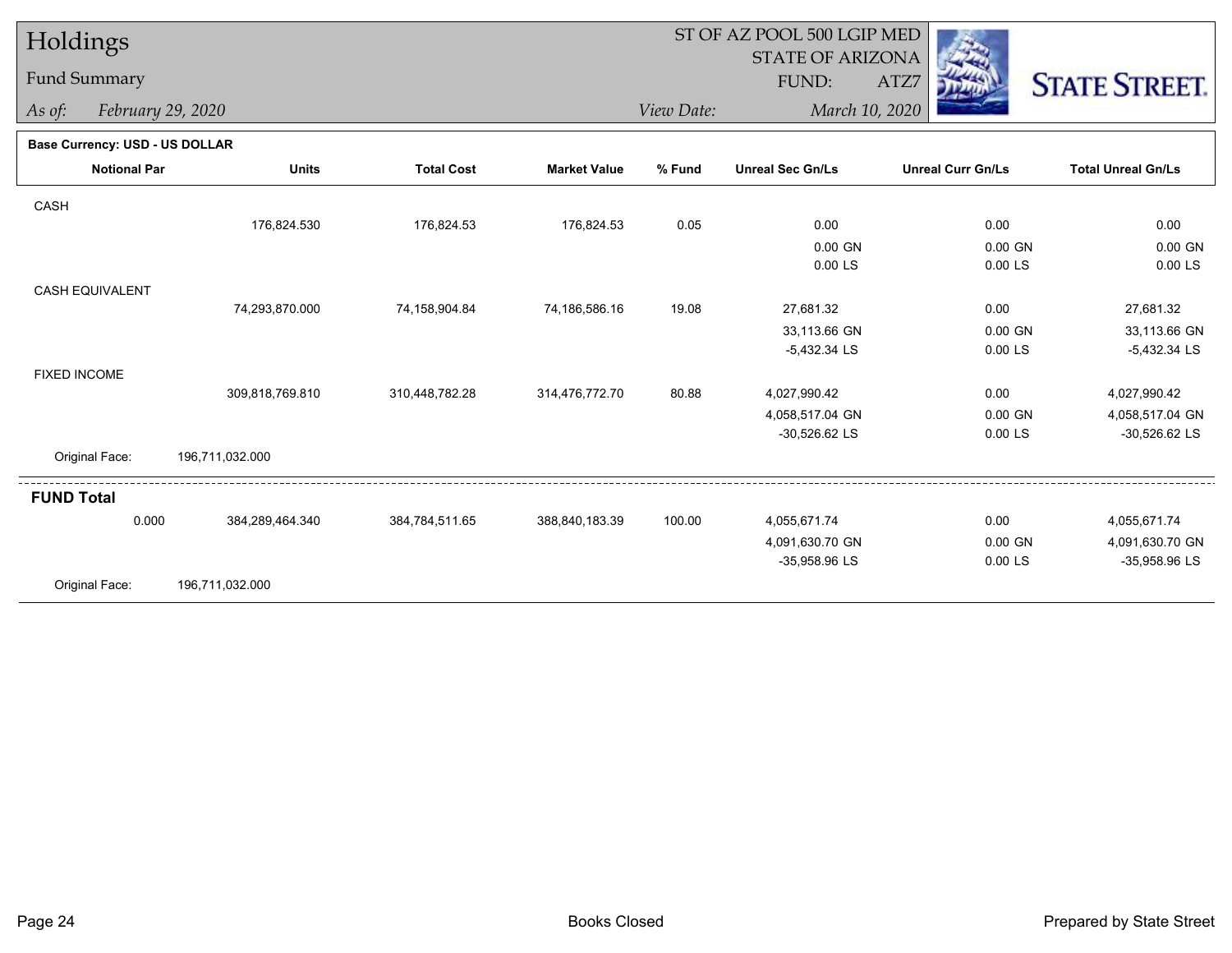# Holdings

Fund Summary

*As of:* *February 29, 2020*

ST OF AZ POOL 500 LGIP MED
STATE OF ARIZONA
FUND: ATZ7

*View Date:* *March 10, 2020*

STATE STREET.

**Base Currency: USD - US DOLLAR**

| Notional Par | Units | Total Cost | Market Value | % Fund | Unreal Sec Gn/Ls | Unreal Curr Gn/Ls | Total Unreal Gn/Ls |
|---|---|---|---|---|---|---|---|
| CASH | | | | | | | |
| | 176,824.530 | 176,824.53 | 176,824.53 | 0.05 | 0.00 | 0.00 | 0.00 |
| | | | | | 0.00 GN | 0.00 GN | 0.00 GN |
| | | | | | 0.00 LS | 0.00 LS | 0.00 LS |
| CASH EQUIVALENT | | | | | | | |
| | 74,293,870.000 | 74,158,904.84 | 74,186,586.16 | 19.08 | 27,681.32 | 0.00 | 27,681.32 |
| | | | | | 33,113.66 GN | 0.00 GN | 33,113.66 GN |
| | | | | | -5,432.34 LS | 0.00 LS | -5,432.34 LS |
| FIXED INCOME | | | | | | | |
| | 309,818,769.810 | 310,448,782.28 | 314,476,772.70 | 80.88 | 4,027,990.42 | 0.00 | 4,027,990.42 |
| | | | | | 4,058,517.04 GN | 0.00 GN | 4,058,517.04 GN |
| | | | | | -30,526.62 LS | 0.00 LS | -30,526.62 LS |
| Original Face: 196,711,032.000 | | | | | | | |
| **FUND Total** | | | | | | | |
| 0.000 | 384,289,464.340 | 384,784,511.65 | 388,840,183.39 | 100.00 | 4,055,671.74 | 0.00 | 4,055,671.74 |
| | | | | | 4,091,630.70 GN | 0.00 GN | 4,091,630.70 GN |
| | | | | | -35,958.96 LS | 0.00 LS | -35,958.96 LS |
| Original Face: 196,711,032.000 | | | | | | | |

Books Closed

Prepared by State Street